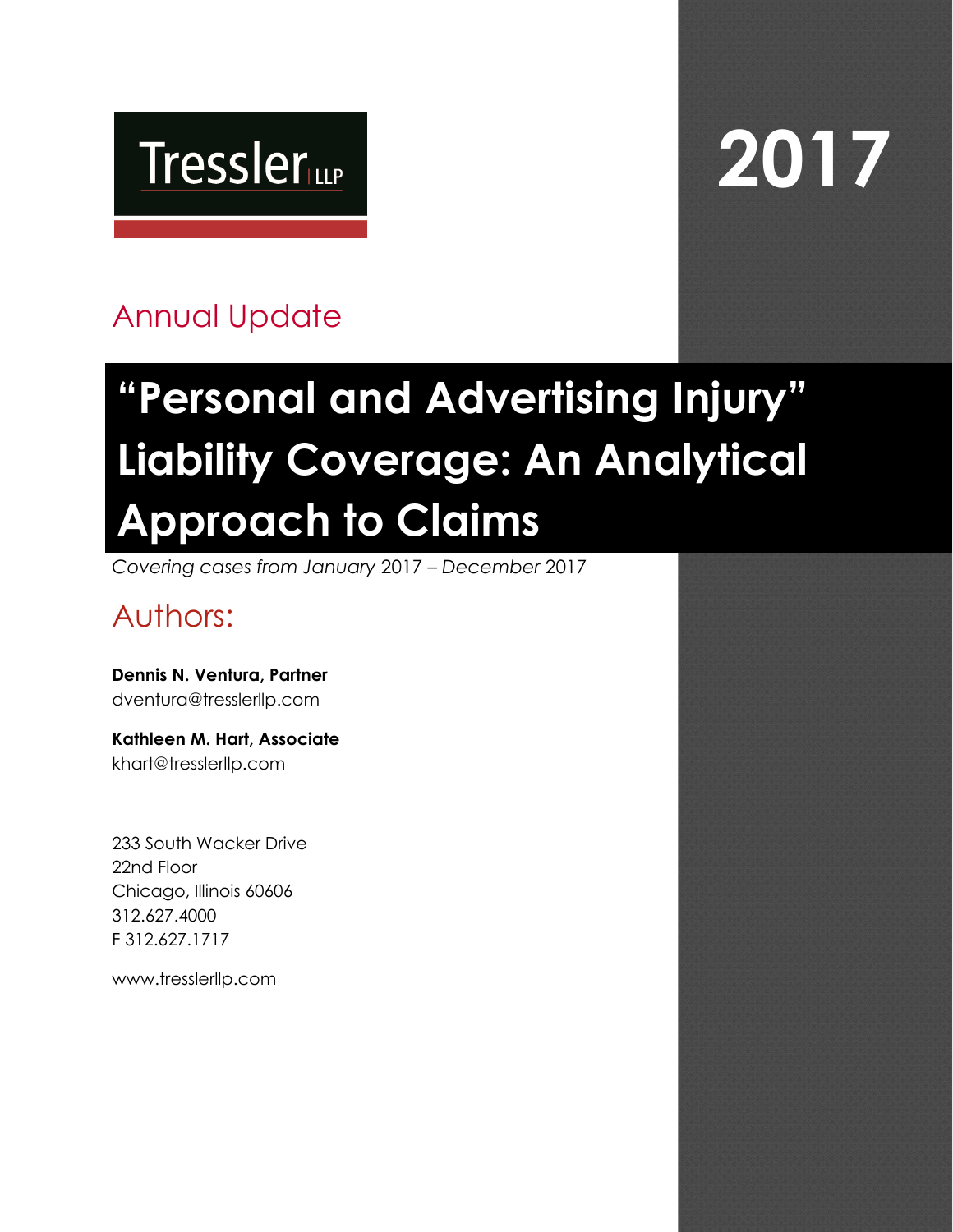Tressler LLP

# 2017

## Annual Update

# "Personal and Advertising Injury" Liability Coverage: An Analytical Approach to Claims

*Covering cases from January 2017 – December 2017*

## Authors:

**Dennis N. Ventura, Partner**
dventura@tresslerllp.com

**Kathleen M. Hart, Associate**
khart@tresslerllp.com

233 South Wacker Drive
22nd Floor
Chicago, Illinois 60606
312.627.4000
F 312.627.1717

www.tresslerllp.com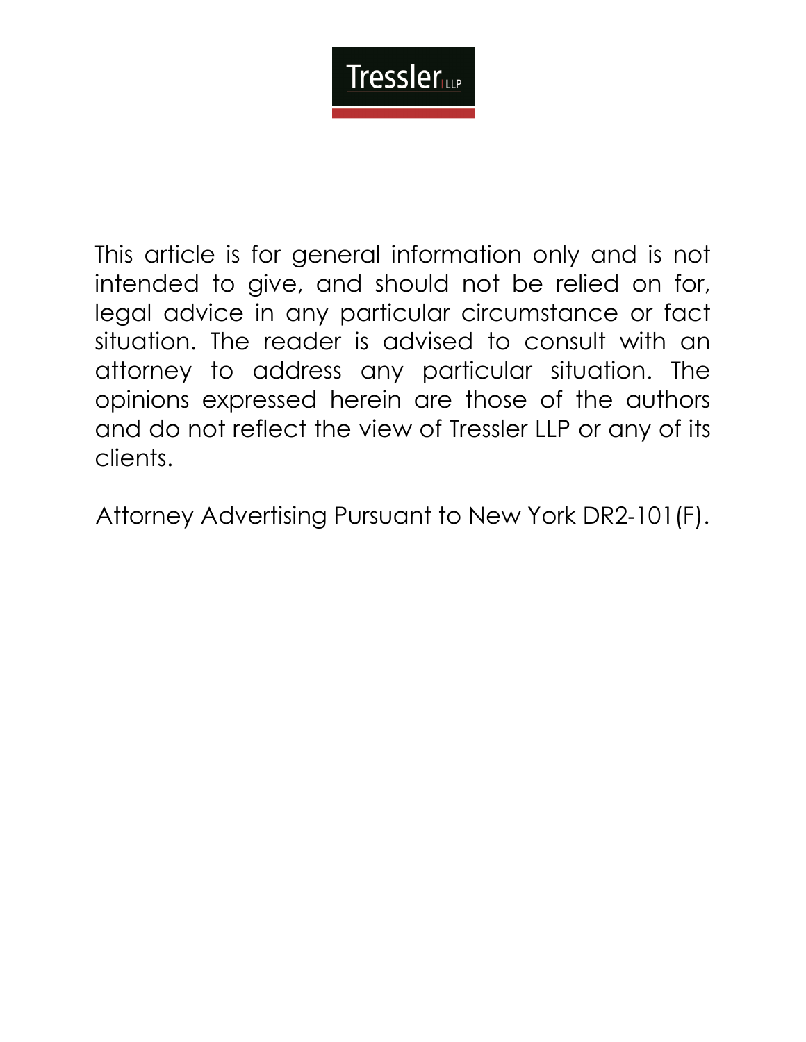Tressler LLP

This article is for general information only and is not intended to give, and should not be relied on for, legal advice in any particular circumstance or fact situation. The reader is advised to consult with an attorney to address any particular situation. The opinions expressed herein are those of the authors and do not reflect the view of Tressler LLP or any of its clients.

Attorney Advertising Pursuant to New York DR2-101(F).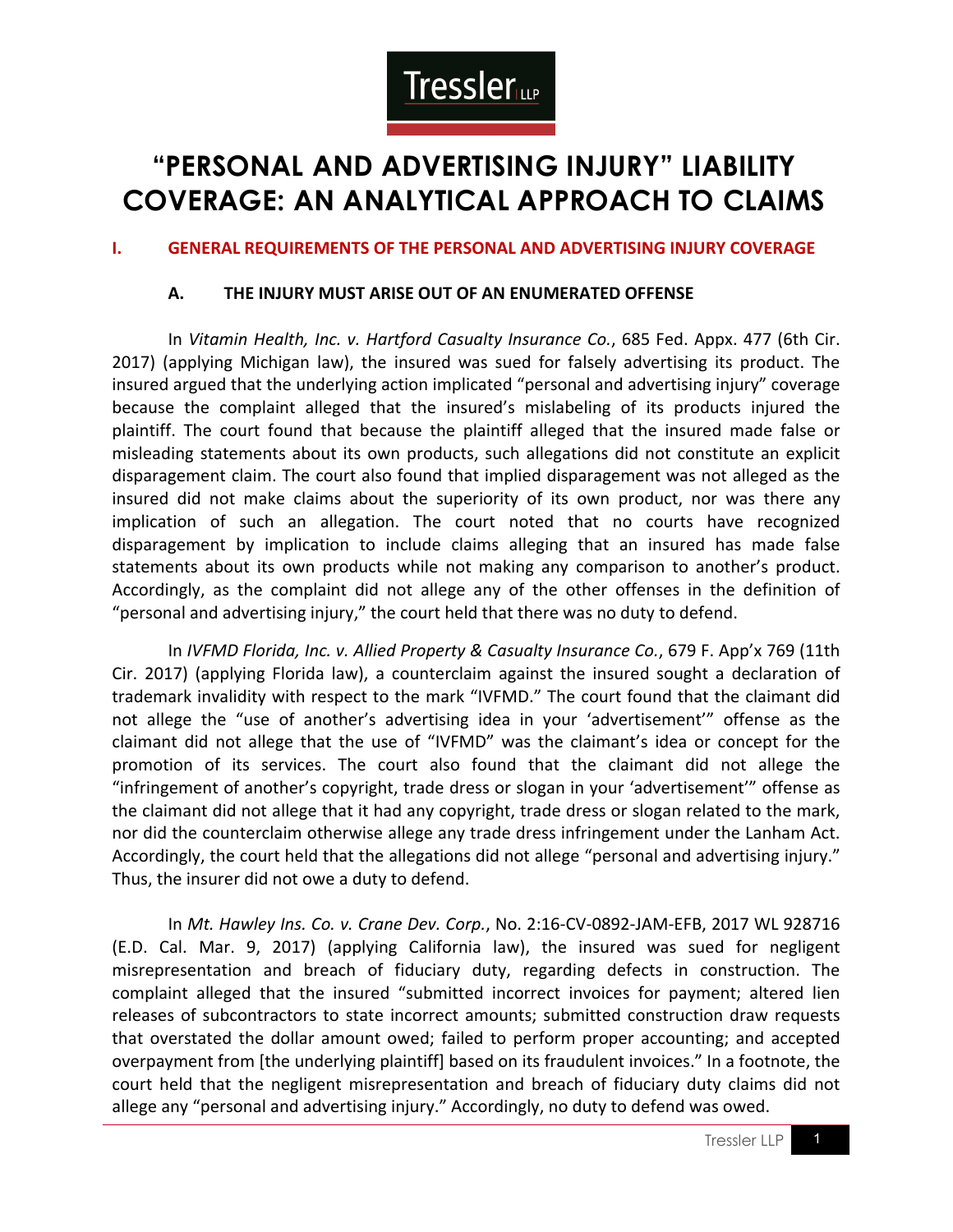# "PERSONAL AND ADVERTISING INJURY" LIABILITY COVERAGE: AN ANALYTICAL APPROACH TO CLAIMS

## I. GENERAL REQUIREMENTS OF THE PERSONAL AND ADVERTISING INJURY COVERAGE

### A. THE INJURY MUST ARISE OUT OF AN ENUMERATED OFFENSE

In *Vitamin Health, Inc. v. Hartford Casualty Insurance Co.*, 685 Fed. Appx. 477 (6th Cir. 2017) (applying Michigan law), the insured was sued for falsely advertising its product. The insured argued that the underlying action implicated "personal and advertising injury" coverage because the complaint alleged that the insured's mislabeling of its products injured the plaintiff. The court found that because the plaintiff alleged that the insured made false or misleading statements about its own products, such allegations did not constitute an explicit disparagement claim. The court also found that implied disparagement was not alleged as the insured did not make claims about the superiority of its own product, nor was there any implication of such an allegation. The court noted that no courts have recognized disparagement by implication to include claims alleging that an insured has made false statements about its own products while not making any comparison to another's product. Accordingly, as the complaint did not allege any of the other offenses in the definition of "personal and advertising injury," the court held that there was no duty to defend.

In *IVFMD Florida, Inc. v. Allied Property & Casualty Insurance Co.*, 679 F. App'x 769 (11th Cir. 2017) (applying Florida law), a counterclaim against the insured sought a declaration of trademark invalidity with respect to the mark "IVFMD." The court found that the claimant did not allege the "use of another's advertising idea in your 'advertisement'" offense as the claimant did not allege that the use of "IVFMD" was the claimant's idea or concept for the promotion of its services. The court also found that the claimant did not allege the "infringement of another's copyright, trade dress or slogan in your 'advertisement'" offense as the claimant did not allege that it had any copyright, trade dress or slogan related to the mark, nor did the counterclaim otherwise allege any trade dress infringement under the Lanham Act. Accordingly, the court held that the allegations did not allege "personal and advertising injury." Thus, the insurer did not owe a duty to defend.

In *Mt. Hawley Ins. Co. v. Crane Dev. Corp.*, No. 2:16-CV-0892-JAM-EFB, 2017 WL 928716 (E.D. Cal. Mar. 9, 2017) (applying California law), the insured was sued for negligent misrepresentation and breach of fiduciary duty, regarding defects in construction. The complaint alleged that the insured "submitted incorrect invoices for payment; altered lien releases of subcontractors to state incorrect amounts; submitted construction draw requests that overstated the dollar amount owed; failed to perform proper accounting; and accepted overpayment from [the underlying plaintiff] based on its fraudulent invoices." In a footnote, the court held that the negligent misrepresentation and breach of fiduciary duty claims did not allege any "personal and advertising injury." Accordingly, no duty to defend was owed.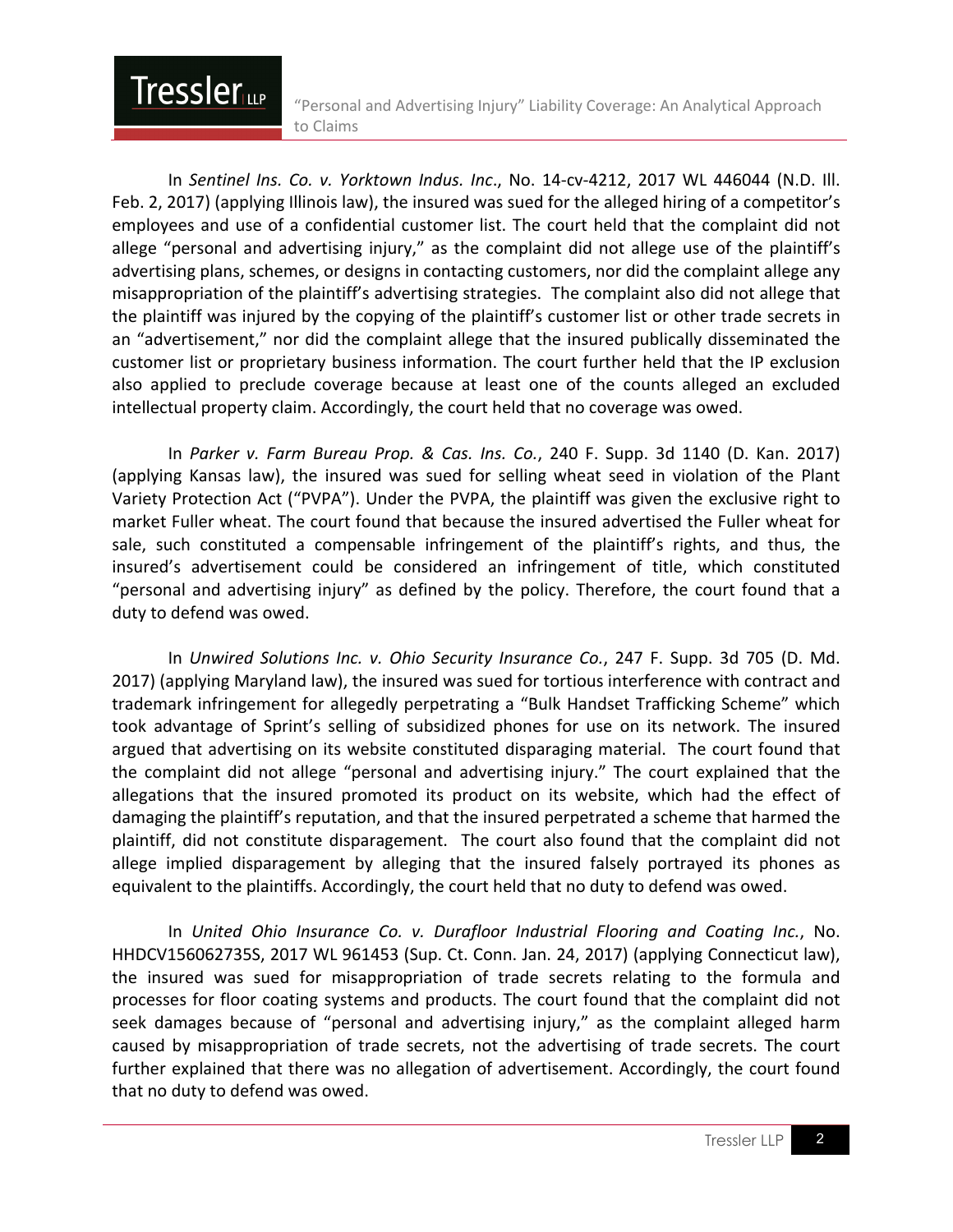In *Sentinel Ins. Co. v. Yorktown Indus. Inc*., No. 14-cv-4212, 2017 WL 446044 (N.D. Ill. Feb. 2, 2017) (applying Illinois law), the insured was sued for the alleged hiring of a competitor's employees and use of a confidential customer list. The court held that the complaint did not allege "personal and advertising injury," as the complaint did not allege use of the plaintiff's advertising plans, schemes, or designs in contacting customers, nor did the complaint allege any misappropriation of the plaintiff's advertising strategies. The complaint also did not allege that the plaintiff was injured by the copying of the plaintiff's customer list or other trade secrets in an "advertisement," nor did the complaint allege that the insured publically disseminated the customer list or proprietary business information. The court further held that the IP exclusion also applied to preclude coverage because at least one of the counts alleged an excluded intellectual property claim. Accordingly, the court held that no coverage was owed.

In *Parker v. Farm Bureau Prop. & Cas. Ins. Co.*, 240 F. Supp. 3d 1140 (D. Kan. 2017) (applying Kansas law), the insured was sued for selling wheat seed in violation of the Plant Variety Protection Act ("PVPA"). Under the PVPA, the plaintiff was given the exclusive right to market Fuller wheat. The court found that because the insured advertised the Fuller wheat for sale, such constituted a compensable infringement of the plaintiff's rights, and thus, the insured's advertisement could be considered an infringement of title, which constituted "personal and advertising injury" as defined by the policy. Therefore, the court found that a duty to defend was owed.

In *Unwired Solutions Inc. v. Ohio Security Insurance Co.*, 247 F. Supp. 3d 705 (D. Md. 2017) (applying Maryland law), the insured was sued for tortious interference with contract and trademark infringement for allegedly perpetrating a "Bulk Handset Trafficking Scheme" which took advantage of Sprint's selling of subsidized phones for use on its network. The insured argued that advertising on its website constituted disparaging material. The court found that the complaint did not allege "personal and advertising injury." The court explained that the allegations that the insured promoted its product on its website, which had the effect of damaging the plaintiff's reputation, and that the insured perpetrated a scheme that harmed the plaintiff, did not constitute disparagement. The court also found that the complaint did not allege implied disparagement by alleging that the insured falsely portrayed its phones as equivalent to the plaintiffs. Accordingly, the court held that no duty to defend was owed.

In *United Ohio Insurance Co. v. Durafloor Industrial Flooring and Coating Inc.*, No. HHDCV156062735S, 2017 WL 961453 (Sup. Ct. Conn. Jan. 24, 2017) (applying Connecticut law), the insured was sued for misappropriation of trade secrets relating to the formula and processes for floor coating systems and products. The court found that the complaint did not seek damages because of "personal and advertising injury," as the complaint alleged harm caused by misappropriation of trade secrets, not the advertising of trade secrets. The court further explained that there was no allegation of advertisement. Accordingly, the court found that no duty to defend was owed.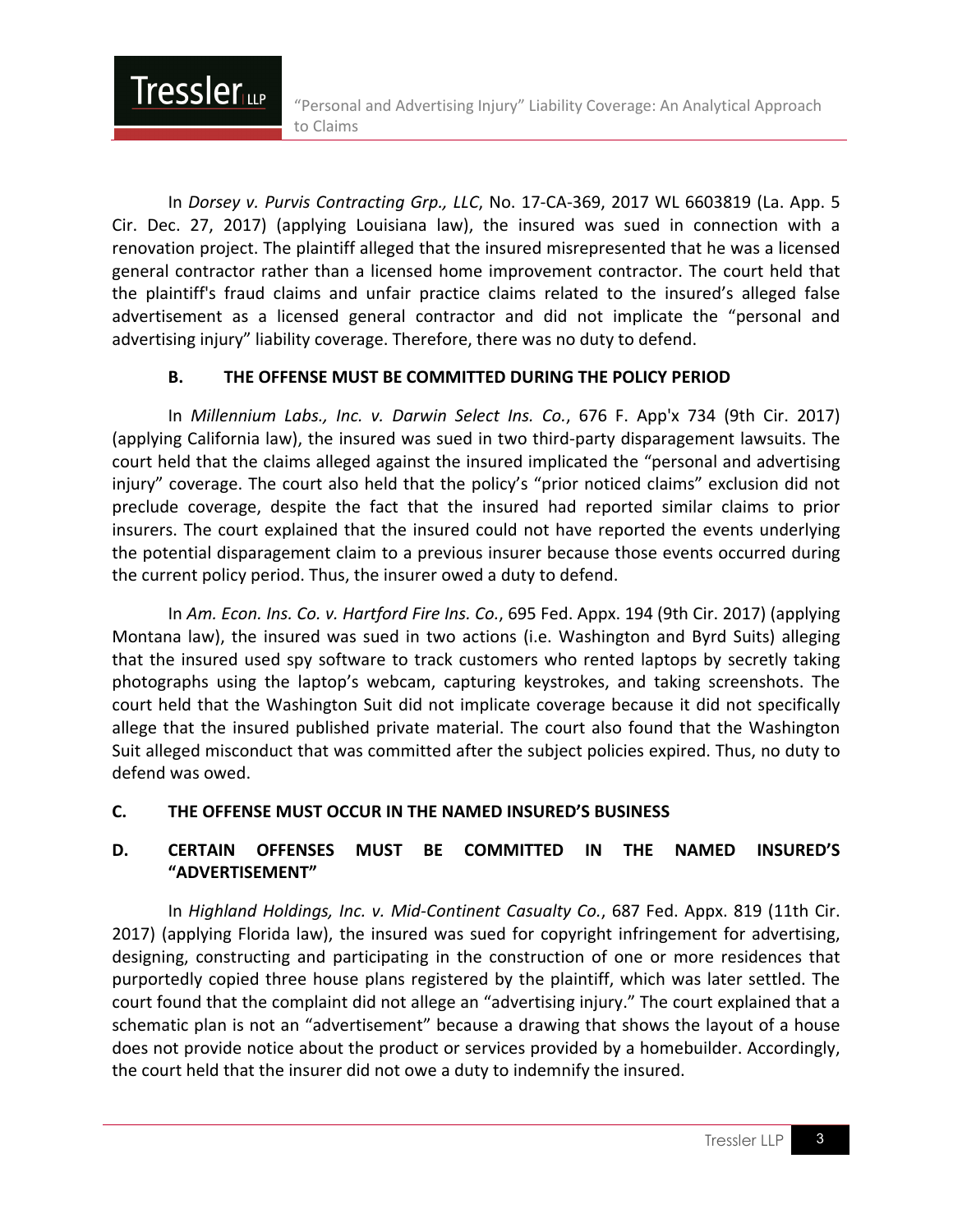In *Dorsey v. Purvis Contracting Grp., LLC*, No. 17-CA-369, 2017 WL 6603819 (La. App. 5 Cir. Dec. 27, 2017) (applying Louisiana law), the insured was sued in connection with a renovation project. The plaintiff alleged that the insured misrepresented that he was a licensed general contractor rather than a licensed home improvement contractor. The court held that the plaintiff's fraud claims and unfair practice claims related to the insured's alleged false advertisement as a licensed general contractor and did not implicate the "personal and advertising injury" liability coverage. Therefore, there was no duty to defend.

### B. THE OFFENSE MUST BE COMMITTED DURING THE POLICY PERIOD

In *Millennium Labs., Inc. v. Darwin Select Ins. Co.*, 676 F. App'x 734 (9th Cir. 2017) (applying California law), the insured was sued in two third-party disparagement lawsuits. The court held that the claims alleged against the insured implicated the "personal and advertising injury" coverage. The court also held that the policy's "prior noticed claims" exclusion did not preclude coverage, despite the fact that the insured had reported similar claims to prior insurers. The court explained that the insured could not have reported the events underlying the potential disparagement claim to a previous insurer because those events occurred during the current policy period. Thus, the insurer owed a duty to defend.

In *Am. Econ. Ins. Co. v. Hartford Fire Ins. Co.*, 695 Fed. Appx. 194 (9th Cir. 2017) (applying Montana law), the insured was sued in two actions (i.e. Washington and Byrd Suits) alleging that the insured used spy software to track customers who rented laptops by secretly taking photographs using the laptop's webcam, capturing keystrokes, and taking screenshots. The court held that the Washington Suit did not implicate coverage because it did not specifically allege that the insured published private material. The court also found that the Washington Suit alleged misconduct that was committed after the subject policies expired. Thus, no duty to defend was owed.

### C. THE OFFENSE MUST OCCUR IN THE NAMED INSURED'S BUSINESS

### D. CERTAIN OFFENSES MUST BE COMMITTED IN THE NAMED INSURED'S "ADVERTISEMENT"

In *Highland Holdings, Inc. v. Mid-Continent Casualty Co.*, 687 Fed. Appx. 819 (11th Cir. 2017) (applying Florida law), the insured was sued for copyright infringement for advertising, designing, constructing and participating in the construction of one or more residences that purportedly copied three house plans registered by the plaintiff, which was later settled. The court found that the complaint did not allege an "advertising injury." The court explained that a schematic plan is not an "advertisement" because a drawing that shows the layout of a house does not provide notice about the product or services provided by a homebuilder. Accordingly, the court held that the insurer did not owe a duty to indemnify the insured.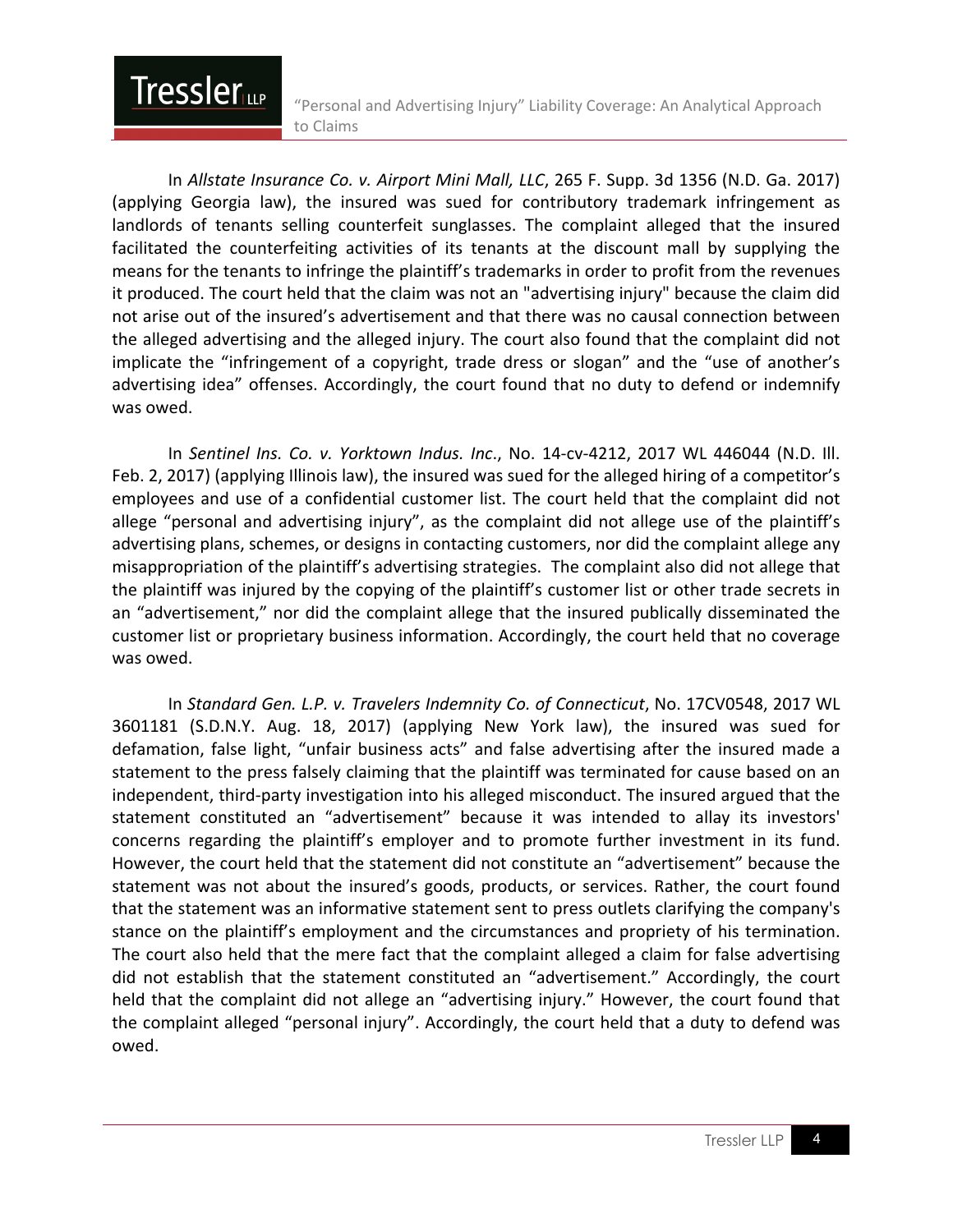In *Allstate Insurance Co. v. Airport Mini Mall, LLC*, 265 F. Supp. 3d 1356 (N.D. Ga. 2017) (applying Georgia law), the insured was sued for contributory trademark infringement as landlords of tenants selling counterfeit sunglasses. The complaint alleged that the insured facilitated the counterfeiting activities of its tenants at the discount mall by supplying the means for the tenants to infringe the plaintiff's trademarks in order to profit from the revenues it produced. The court held that the claim was not an "advertising injury" because the claim did not arise out of the insured's advertisement and that there was no causal connection between the alleged advertising and the alleged injury. The court also found that the complaint did not implicate the "infringement of a copyright, trade dress or slogan" and the "use of another's advertising idea" offenses. Accordingly, the court found that no duty to defend or indemnify was owed.

In *Sentinel Ins. Co. v. Yorktown Indus. Inc*., No. 14-cv-4212, 2017 WL 446044 (N.D. Ill. Feb. 2, 2017) (applying Illinois law), the insured was sued for the alleged hiring of a competitor's employees and use of a confidential customer list. The court held that the complaint did not allege "personal and advertising injury", as the complaint did not allege use of the plaintiff's advertising plans, schemes, or designs in contacting customers, nor did the complaint allege any misappropriation of the plaintiff's advertising strategies. The complaint also did not allege that the plaintiff was injured by the copying of the plaintiff's customer list or other trade secrets in an "advertisement," nor did the complaint allege that the insured publically disseminated the customer list or proprietary business information. Accordingly, the court held that no coverage was owed.

In *Standard Gen. L.P. v. Travelers Indemnity Co. of Connecticut*, No. 17CV0548, 2017 WL 3601181 (S.D.N.Y. Aug. 18, 2017) (applying New York law), the insured was sued for defamation, false light, "unfair business acts" and false advertising after the insured made a statement to the press falsely claiming that the plaintiff was terminated for cause based on an independent, third-party investigation into his alleged misconduct. The insured argued that the statement constituted an "advertisement" because it was intended to allay its investors' concerns regarding the plaintiff's employer and to promote further investment in its fund. However, the court held that the statement did not constitute an "advertisement" because the statement was not about the insured's goods, products, or services. Rather, the court found that the statement was an informative statement sent to press outlets clarifying the company's stance on the plaintiff's employment and the circumstances and propriety of his termination. The court also held that the mere fact that the complaint alleged a claim for false advertising did not establish that the statement constituted an "advertisement." Accordingly, the court held that the complaint did not allege an "advertising injury." However, the court found that the complaint alleged "personal injury". Accordingly, the court held that a duty to defend was owed.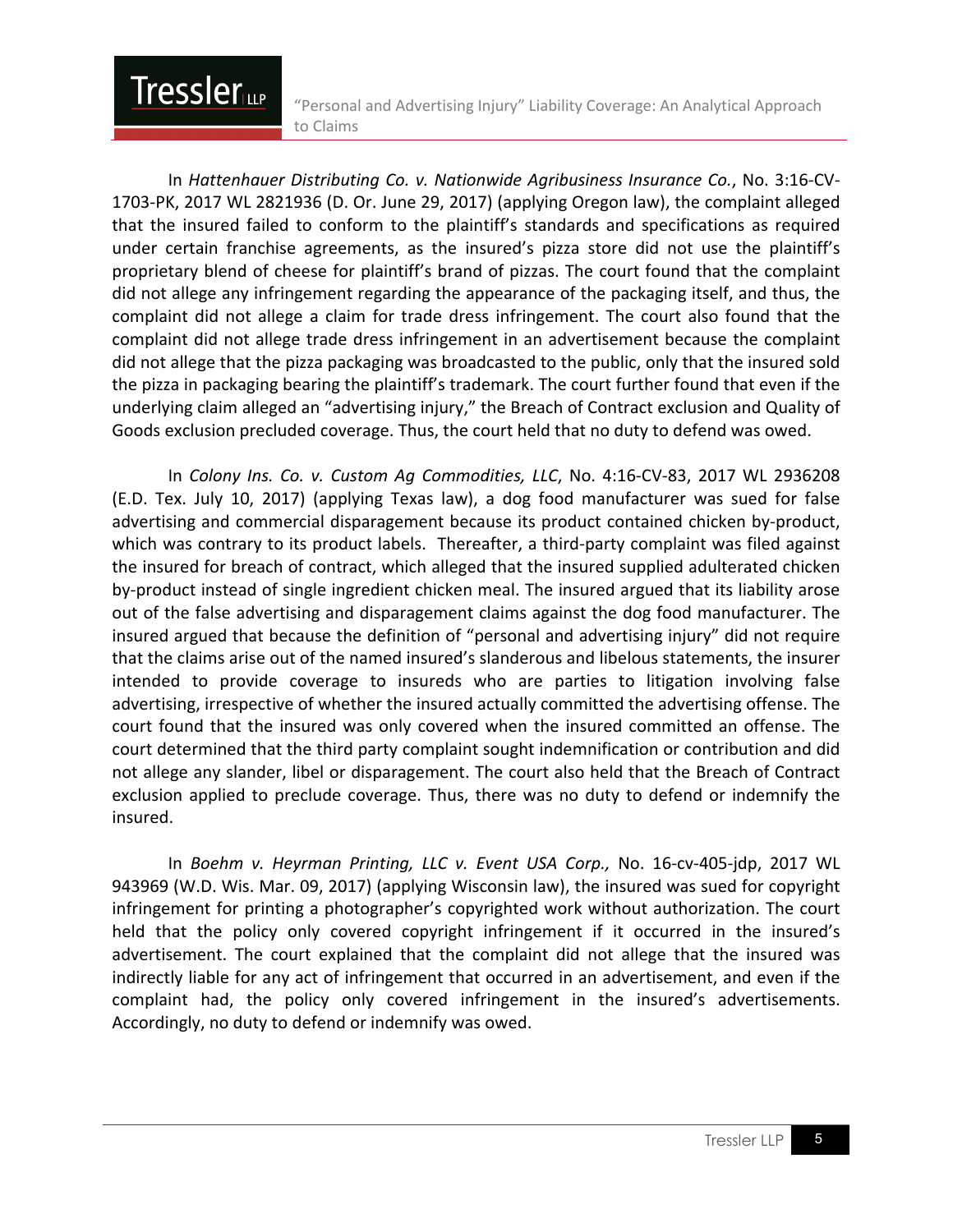In *Hattenhauer Distributing Co. v. Nationwide Agribusiness Insurance Co.*, No. 3:16-CV-1703-PK, 2017 WL 2821936 (D. Or. June 29, 2017) (applying Oregon law), the complaint alleged that the insured failed to conform to the plaintiff's standards and specifications as required under certain franchise agreements, as the insured's pizza store did not use the plaintiff's proprietary blend of cheese for plaintiff's brand of pizzas. The court found that the complaint did not allege any infringement regarding the appearance of the packaging itself, and thus, the complaint did not allege a claim for trade dress infringement. The court also found that the complaint did not allege trade dress infringement in an advertisement because the complaint did not allege that the pizza packaging was broadcasted to the public, only that the insured sold the pizza in packaging bearing the plaintiff's trademark. The court further found that even if the underlying claim alleged an "advertising injury," the Breach of Contract exclusion and Quality of Goods exclusion precluded coverage. Thus, the court held that no duty to defend was owed.

In *Colony Ins. Co. v. Custom Ag Commodities, LLC*, No. 4:16-CV-83, 2017 WL 2936208 (E.D. Tex. July 10, 2017) (applying Texas law), a dog food manufacturer was sued for false advertising and commercial disparagement because its product contained chicken by-product, which was contrary to its product labels. Thereafter, a third-party complaint was filed against the insured for breach of contract, which alleged that the insured supplied adulterated chicken by-product instead of single ingredient chicken meal. The insured argued that its liability arose out of the false advertising and disparagement claims against the dog food manufacturer. The insured argued that because the definition of "personal and advertising injury" did not require that the claims arise out of the named insured's slanderous and libelous statements, the insurer intended to provide coverage to insureds who are parties to litigation involving false advertising, irrespective of whether the insured actually committed the advertising offense. The court found that the insured was only covered when the insured committed an offense. The court determined that the third party complaint sought indemnification or contribution and did not allege any slander, libel or disparagement. The court also held that the Breach of Contract exclusion applied to preclude coverage. Thus, there was no duty to defend or indemnify the insured.

In *Boehm v. Heyrman Printing, LLC v. Event USA Corp.,* No. 16-cv-405-jdp, 2017 WL 943969 (W.D. Wis. Mar. 09, 2017) (applying Wisconsin law), the insured was sued for copyright infringement for printing a photographer's copyrighted work without authorization. The court held that the policy only covered copyright infringement if it occurred in the insured's advertisement. The court explained that the complaint did not allege that the insured was indirectly liable for any act of infringement that occurred in an advertisement, and even if the complaint had, the policy only covered infringement in the insured's advertisements. Accordingly, no duty to defend or indemnify was owed.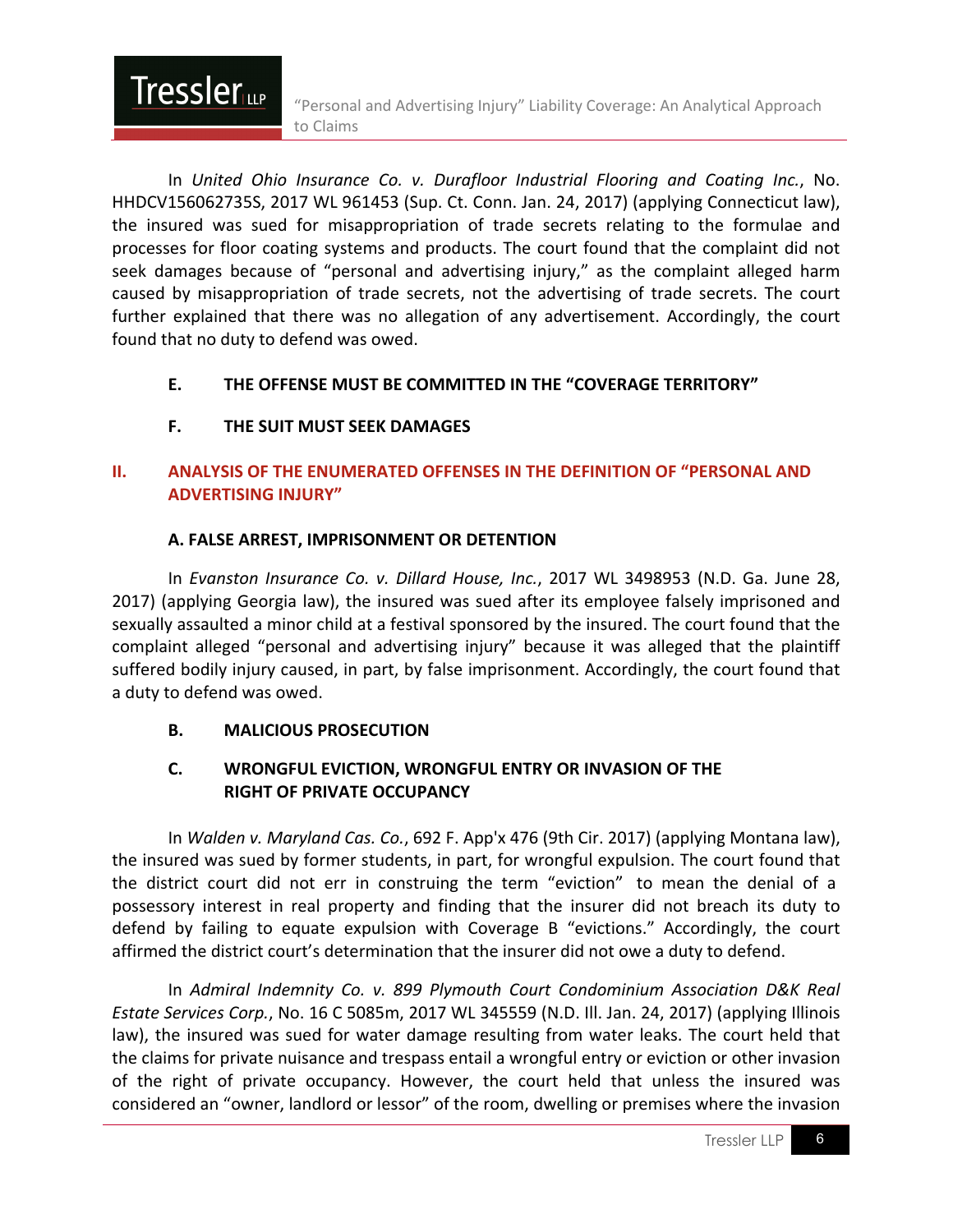In *United Ohio Insurance Co. v. Durafloor Industrial Flooring and Coating Inc.*, No. HHDCV156062735S, 2017 WL 961453 (Sup. Ct. Conn. Jan. 24, 2017) (applying Connecticut law), the insured was sued for misappropriation of trade secrets relating to the formulae and processes for floor coating systems and products. The court found that the complaint did not seek damages because of "personal and advertising injury," as the complaint alleged harm caused by misappropriation of trade secrets, not the advertising of trade secrets. The court further explained that there was no allegation of any advertisement. Accordingly, the court found that no duty to defend was owed.

### E. THE OFFENSE MUST BE COMMITTED IN THE "COVERAGE TERRITORY"

### F. THE SUIT MUST SEEK DAMAGES

## II. ANALYSIS OF THE ENUMERATED OFFENSES IN THE DEFINITION OF "PERSONAL AND ADVERTISING INJURY"

### A. FALSE ARREST, IMPRISONMENT OR DETENTION

In *Evanston Insurance Co. v. Dillard House, Inc.*, 2017 WL 3498953 (N.D. Ga. June 28, 2017) (applying Georgia law), the insured was sued after its employee falsely imprisoned and sexually assaulted a minor child at a festival sponsored by the insured. The court found that the complaint alleged "personal and advertising injury" because it was alleged that the plaintiff suffered bodily injury caused, in part, by false imprisonment. Accordingly, the court found that a duty to defend was owed.

### B. MALICIOUS PROSECUTION

### C. WRONGFUL EVICTION, WRONGFUL ENTRY OR INVASION OF THE RIGHT OF PRIVATE OCCUPANCY

In *Walden v. Maryland Cas. Co.*, 692 F. App'x 476 (9th Cir. 2017) (applying Montana law), the insured was sued by former students, in part, for wrongful expulsion. The court found that the district court did not err in construing the term "eviction" to mean the denial of a possessory interest in real property and finding that the insurer did not breach its duty to defend by failing to equate expulsion with Coverage B "evictions." Accordingly, the court affirmed the district court's determination that the insurer did not owe a duty to defend.

In *Admiral Indemnity Co. v. 899 Plymouth Court Condominium Association D&K Real Estate Services Corp.*, No. 16 C 5085m, 2017 WL 345559 (N.D. Ill. Jan. 24, 2017) (applying Illinois law), the insured was sued for water damage resulting from water leaks. The court held that the claims for private nuisance and trespass entail a wrongful entry or eviction or other invasion of the right of private occupancy. However, the court held that unless the insured was considered an "owner, landlord or lessor" of the room, dwelling or premises where the invasion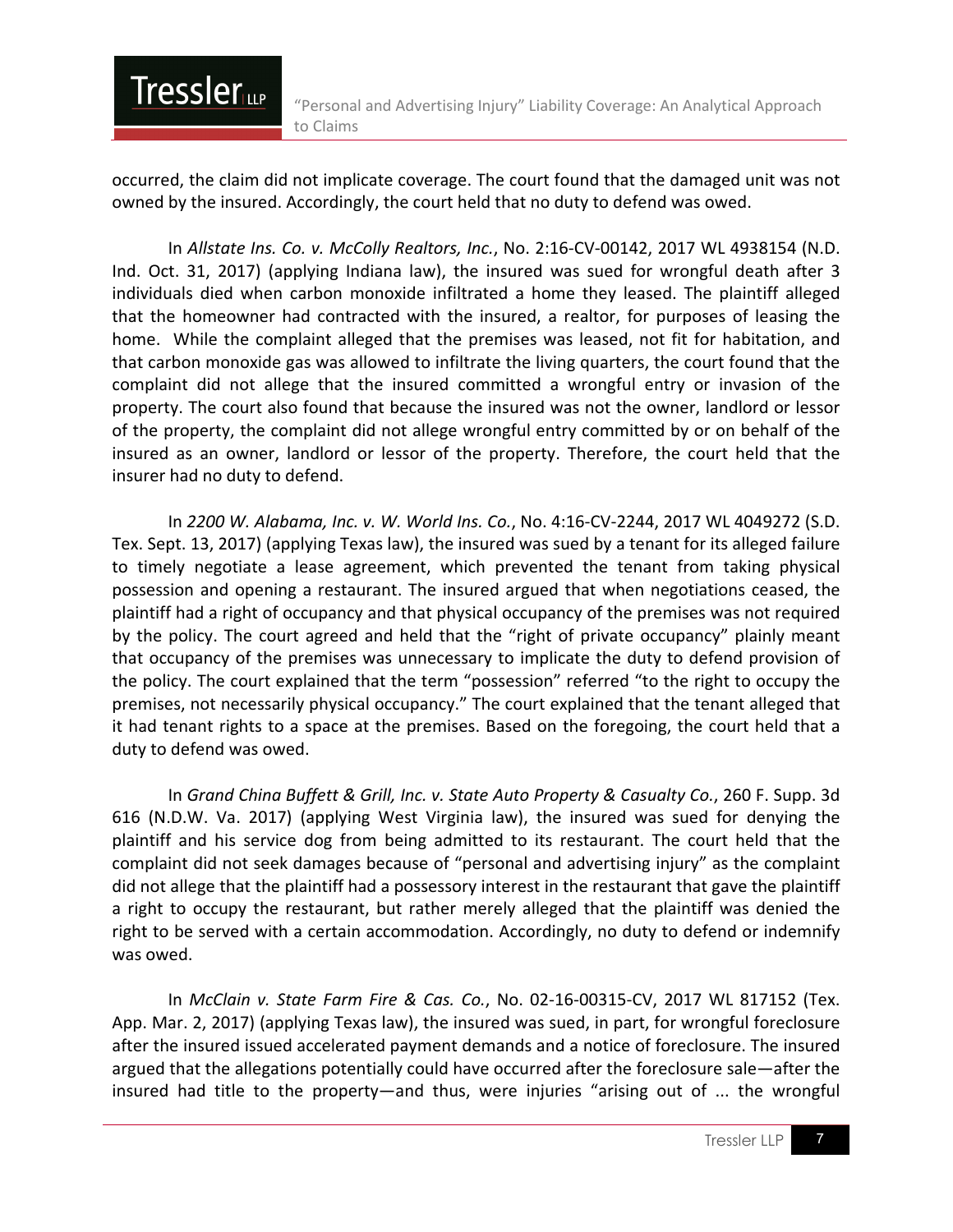occurred, the claim did not implicate coverage. The court found that the damaged unit was not owned by the insured. Accordingly, the court held that no duty to defend was owed.

In *Allstate Ins. Co. v. McColly Realtors, Inc.*, No. 2:16-CV-00142, 2017 WL 4938154 (N.D. Ind. Oct. 31, 2017) (applying Indiana law), the insured was sued for wrongful death after 3 individuals died when carbon monoxide infiltrated a home they leased. The plaintiff alleged that the homeowner had contracted with the insured, a realtor, for purposes of leasing the home. While the complaint alleged that the premises was leased, not fit for habitation, and that carbon monoxide gas was allowed to infiltrate the living quarters, the court found that the complaint did not allege that the insured committed a wrongful entry or invasion of the property. The court also found that because the insured was not the owner, landlord or lessor of the property, the complaint did not allege wrongful entry committed by or on behalf of the insured as an owner, landlord or lessor of the property. Therefore, the court held that the insurer had no duty to defend.

In *2200 W. Alabama, Inc. v. W. World Ins. Co.*, No. 4:16-CV-2244, 2017 WL 4049272 (S.D. Tex. Sept. 13, 2017) (applying Texas law), the insured was sued by a tenant for its alleged failure to timely negotiate a lease agreement, which prevented the tenant from taking physical possession and opening a restaurant. The insured argued that when negotiations ceased, the plaintiff had a right of occupancy and that physical occupancy of the premises was not required by the policy. The court agreed and held that the "right of private occupancy" plainly meant that occupancy of the premises was unnecessary to implicate the duty to defend provision of the policy. The court explained that the term "possession" referred "to the right to occupy the premises, not necessarily physical occupancy." The court explained that the tenant alleged that it had tenant rights to a space at the premises. Based on the foregoing, the court held that a duty to defend was owed.

In *Grand China Buffett & Grill, Inc. v. State Auto Property & Casualty Co.*, 260 F. Supp. 3d 616 (N.D.W. Va. 2017) (applying West Virginia law), the insured was sued for denying the plaintiff and his service dog from being admitted to its restaurant. The court held that the complaint did not seek damages because of "personal and advertising injury" as the complaint did not allege that the plaintiff had a possessory interest in the restaurant that gave the plaintiff a right to occupy the restaurant, but rather merely alleged that the plaintiff was denied the right to be served with a certain accommodation. Accordingly, no duty to defend or indemnify was owed.

In *McClain v. State Farm Fire & Cas. Co.*, No. 02-16-00315-CV, 2017 WL 817152 (Tex. App. Mar. 2, 2017) (applying Texas law), the insured was sued, in part, for wrongful foreclosure after the insured issued accelerated payment demands and a notice of foreclosure. The insured argued that the allegations potentially could have occurred after the foreclosure sale—after the insured had title to the property—and thus, were injuries "arising out of ... the wrongful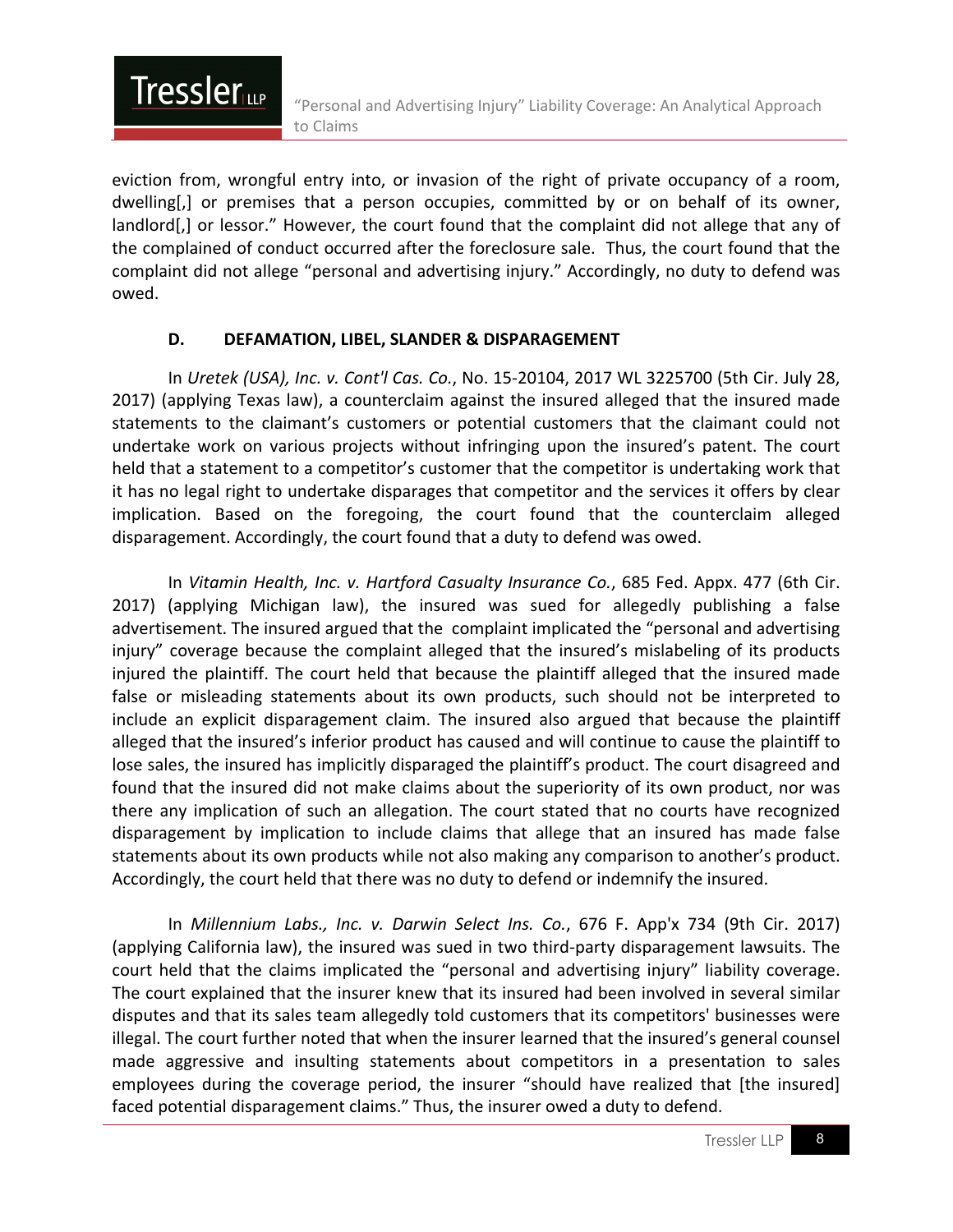eviction from, wrongful entry into, or invasion of the right of private occupancy of a room, dwelling[,] or premises that a person occupies, committed by or on behalf of its owner, landlord[,] or lessor." However, the court found that the complaint did not allege that any of the complained of conduct occurred after the foreclosure sale. Thus, the court found that the complaint did not allege "personal and advertising injury." Accordingly, no duty to defend was owed.

### D. DEFAMATION, LIBEL, SLANDER & DISPARAGEMENT

In *Uretek (USA), Inc. v. Cont'l Cas. Co.*, No. 15-20104, 2017 WL 3225700 (5th Cir. July 28, 2017) (applying Texas law), a counterclaim against the insured alleged that the insured made statements to the claimant's customers or potential customers that the claimant could not undertake work on various projects without infringing upon the insured's patent. The court held that a statement to a competitor's customer that the competitor is undertaking work that it has no legal right to undertake disparages that competitor and the services it offers by clear implication. Based on the foregoing, the court found that the counterclaim alleged disparagement. Accordingly, the court found that a duty to defend was owed.

In *Vitamin Health, Inc. v. Hartford Casualty Insurance Co.*, 685 Fed. Appx. 477 (6th Cir. 2017) (applying Michigan law), the insured was sued for allegedly publishing a false advertisement. The insured argued that the complaint implicated the "personal and advertising injury" coverage because the complaint alleged that the insured's mislabeling of its products injured the plaintiff. The court held that because the plaintiff alleged that the insured made false or misleading statements about its own products, such should not be interpreted to include an explicit disparagement claim. The insured also argued that because the plaintiff alleged that the insured's inferior product has caused and will continue to cause the plaintiff to lose sales, the insured has implicitly disparaged the plaintiff's product. The court disagreed and found that the insured did not make claims about the superiority of its own product, nor was there any implication of such an allegation. The court stated that no courts have recognized disparagement by implication to include claims that allege that an insured has made false statements about its own products while not also making any comparison to another's product. Accordingly, the court held that there was no duty to defend or indemnify the insured.

In *Millennium Labs., Inc. v. Darwin Select Ins. Co.*, 676 F. App'x 734 (9th Cir. 2017) (applying California law), the insured was sued in two third-party disparagement lawsuits. The court held that the claims implicated the "personal and advertising injury" liability coverage. The court explained that the insurer knew that its insured had been involved in several similar disputes and that its sales team allegedly told customers that its competitors' businesses were illegal. The court further noted that when the insurer learned that the insured's general counsel made aggressive and insulting statements about competitors in a presentation to sales employees during the coverage period, the insurer "should have realized that [the insured] faced potential disparagement claims." Thus, the insurer owed a duty to defend.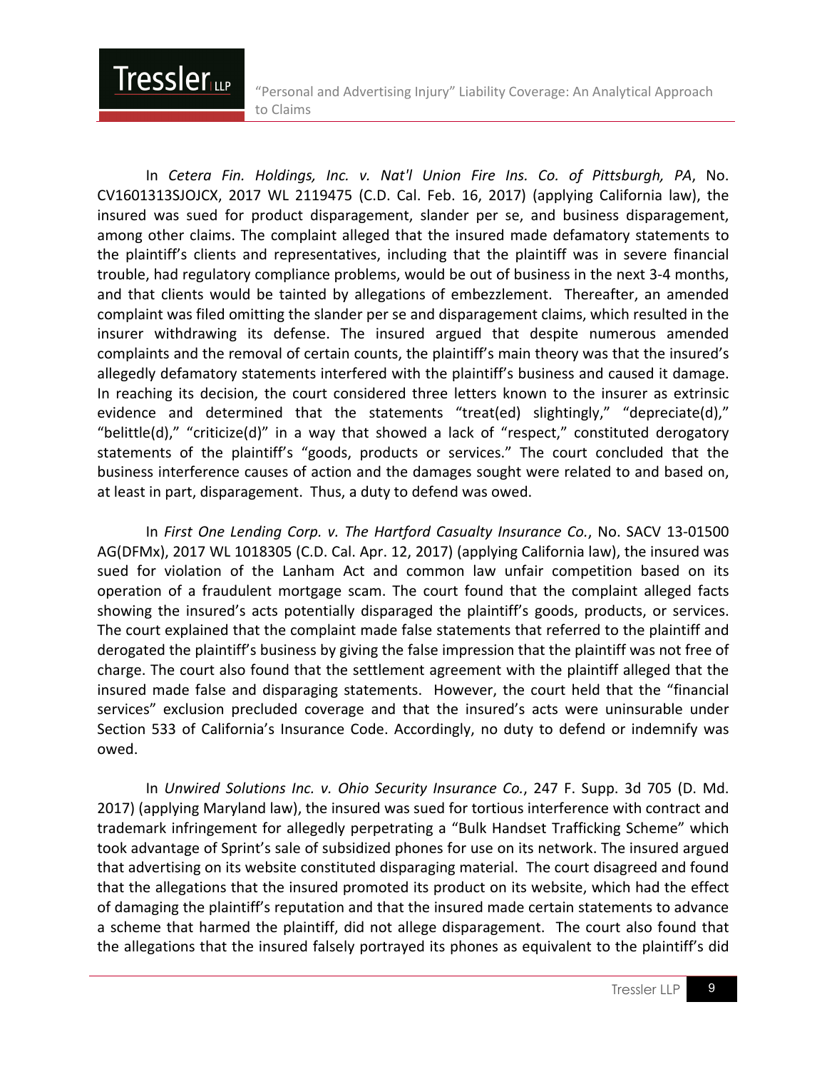In *Cetera Fin. Holdings, Inc. v. Nat'l Union Fire Ins. Co. of Pittsburgh, PA*, No. CV1601313SJOJCX, 2017 WL 2119475 (C.D. Cal. Feb. 16, 2017) (applying California law), the insured was sued for product disparagement, slander per se, and business disparagement, among other claims. The complaint alleged that the insured made defamatory statements to the plaintiff's clients and representatives, including that the plaintiff was in severe financial trouble, had regulatory compliance problems, would be out of business in the next 3-4 months, and that clients would be tainted by allegations of embezzlement. Thereafter, an amended complaint was filed omitting the slander per se and disparagement claims, which resulted in the insurer withdrawing its defense. The insured argued that despite numerous amended complaints and the removal of certain counts, the plaintiff's main theory was that the insured's allegedly defamatory statements interfered with the plaintiff's business and caused it damage. In reaching its decision, the court considered three letters known to the insurer as extrinsic evidence and determined that the statements "treat(ed) slightingly," "depreciate(d)," "belittle(d)," "criticize(d)" in a way that showed a lack of "respect," constituted derogatory statements of the plaintiff's "goods, products or services." The court concluded that the business interference causes of action and the damages sought were related to and based on, at least in part, disparagement. Thus, a duty to defend was owed.

In *First One Lending Corp. v. The Hartford Casualty Insurance Co.*, No. SACV 13-01500 AG(DFMx), 2017 WL 1018305 (C.D. Cal. Apr. 12, 2017) (applying California law), the insured was sued for violation of the Lanham Act and common law unfair competition based on its operation of a fraudulent mortgage scam. The court found that the complaint alleged facts showing the insured's acts potentially disparaged the plaintiff's goods, products, or services. The court explained that the complaint made false statements that referred to the plaintiff and derogated the plaintiff's business by giving the false impression that the plaintiff was not free of charge. The court also found that the settlement agreement with the plaintiff alleged that the insured made false and disparaging statements. However, the court held that the "financial services" exclusion precluded coverage and that the insured's acts were uninsurable under Section 533 of California's Insurance Code. Accordingly, no duty to defend or indemnify was owed.

In *Unwired Solutions Inc. v. Ohio Security Insurance Co.*, 247 F. Supp. 3d 705 (D. Md. 2017) (applying Maryland law), the insured was sued for tortious interference with contract and trademark infringement for allegedly perpetrating a "Bulk Handset Trafficking Scheme" which took advantage of Sprint's sale of subsidized phones for use on its network. The insured argued that advertising on its website constituted disparaging material. The court disagreed and found that the allegations that the insured promoted its product on its website, which had the effect of damaging the plaintiff's reputation and that the insured made certain statements to advance a scheme that harmed the plaintiff, did not allege disparagement. The court also found that the allegations that the insured falsely portrayed its phones as equivalent to the plaintiff's did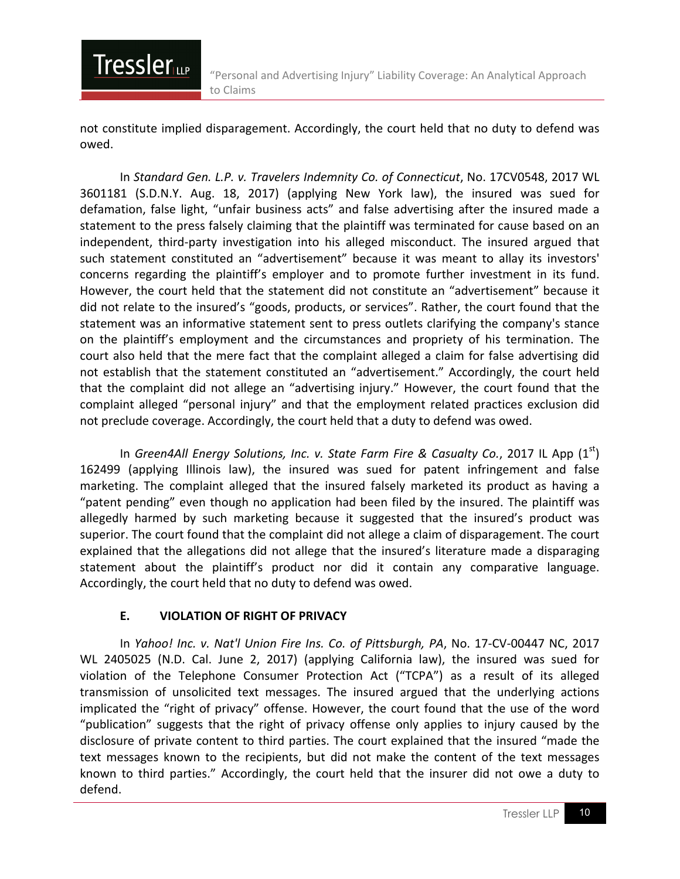not constitute implied disparagement. Accordingly, the court held that no duty to defend was owed.

In *Standard Gen. L.P. v. Travelers Indemnity Co. of Connecticut*, No. 17CV0548, 2017 WL 3601181 (S.D.N.Y. Aug. 18, 2017) (applying New York law), the insured was sued for defamation, false light, "unfair business acts" and false advertising after the insured made a statement to the press falsely claiming that the plaintiff was terminated for cause based on an independent, third-party investigation into his alleged misconduct. The insured argued that such statement constituted an "advertisement" because it was meant to allay its investors' concerns regarding the plaintiff's employer and to promote further investment in its fund. However, the court held that the statement did not constitute an "advertisement" because it did not relate to the insured's "goods, products, or services". Rather, the court found that the statement was an informative statement sent to press outlets clarifying the company's stance on the plaintiff's employment and the circumstances and propriety of his termination. The court also held that the mere fact that the complaint alleged a claim for false advertising did not establish that the statement constituted an "advertisement." Accordingly, the court held that the complaint did not allege an "advertising injury." However, the court found that the complaint alleged "personal injury" and that the employment related practices exclusion did not preclude coverage. Accordingly, the court held that a duty to defend was owed.

In *Green4All Energy Solutions, Inc. v. State Farm Fire & Casualty Co.*, 2017 IL App (1st) 162499 (applying Illinois law), the insured was sued for patent infringement and false marketing. The complaint alleged that the insured falsely marketed its product as having a "patent pending" even though no application had been filed by the insured. The plaintiff was allegedly harmed by such marketing because it suggested that the insured's product was superior. The court found that the complaint did not allege a claim of disparagement. The court explained that the allegations did not allege that the insured's literature made a disparaging statement about the plaintiff's product nor did it contain any comparative language. Accordingly, the court held that no duty to defend was owed.

### E. VIOLATION OF RIGHT OF PRIVACY

In *Yahoo! Inc. v. Nat'l Union Fire Ins. Co. of Pittsburgh, PA*, No. 17-CV-00447 NC, 2017 WL 2405025 (N.D. Cal. June 2, 2017) (applying California law), the insured was sued for violation of the Telephone Consumer Protection Act ("TCPA") as a result of its alleged transmission of unsolicited text messages. The insured argued that the underlying actions implicated the "right of privacy" offense. However, the court found that the use of the word "publication" suggests that the right of privacy offense only applies to injury caused by the disclosure of private content to third parties. The court explained that the insured "made the text messages known to the recipients, but did not make the content of the text messages known to third parties." Accordingly, the court held that the insurer did not owe a duty to defend.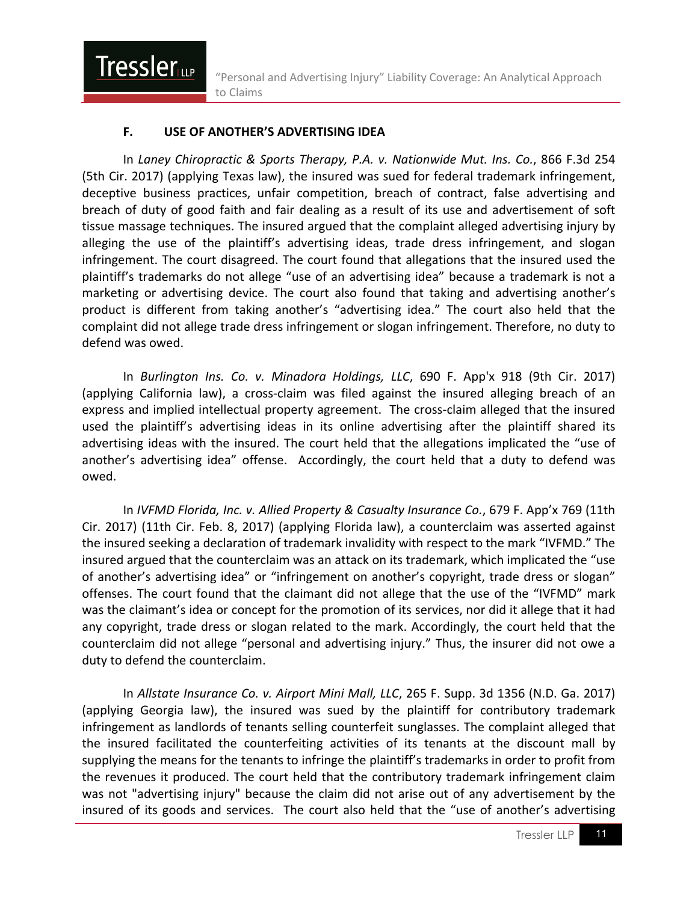### F. USE OF ANOTHER'S ADVERTISING IDEA

In *Laney Chiropractic & Sports Therapy, P.A. v. Nationwide Mut. Ins. Co.*, 866 F.3d 254 (5th Cir. 2017) (applying Texas law), the insured was sued for federal trademark infringement, deceptive business practices, unfair competition, breach of contract, false advertising and breach of duty of good faith and fair dealing as a result of its use and advertisement of soft tissue massage techniques. The insured argued that the complaint alleged advertising injury by alleging the use of the plaintiff's advertising ideas, trade dress infringement, and slogan infringement. The court disagreed. The court found that allegations that the insured used the plaintiff's trademarks do not allege "use of an advertising idea" because a trademark is not a marketing or advertising device. The court also found that taking and advertising another's product is different from taking another's "advertising idea." The court also held that the complaint did not allege trade dress infringement or slogan infringement. Therefore, no duty to defend was owed.

In *Burlington Ins. Co. v. Minadora Holdings, LLC*, 690 F. App'x 918 (9th Cir. 2017) (applying California law), a cross-claim was filed against the insured alleging breach of an express and implied intellectual property agreement. The cross-claim alleged that the insured used the plaintiff's advertising ideas in its online advertising after the plaintiff shared its advertising ideas with the insured. The court held that the allegations implicated the "use of another's advertising idea" offense. Accordingly, the court held that a duty to defend was owed.

In *IVFMD Florida, Inc. v. Allied Property & Casualty Insurance Co.*, 679 F. App'x 769 (11th Cir. 2017) (11th Cir. Feb. 8, 2017) (applying Florida law), a counterclaim was asserted against the insured seeking a declaration of trademark invalidity with respect to the mark "IVFMD." The insured argued that the counterclaim was an attack on its trademark, which implicated the "use of another's advertising idea" or "infringement on another's copyright, trade dress or slogan" offenses. The court found that the claimant did not allege that the use of the "IVFMD" mark was the claimant's idea or concept for the promotion of its services, nor did it allege that it had any copyright, trade dress or slogan related to the mark. Accordingly, the court held that the counterclaim did not allege "personal and advertising injury." Thus, the insurer did not owe a duty to defend the counterclaim.

In *Allstate Insurance Co. v. Airport Mini Mall, LLC*, 265 F. Supp. 3d 1356 (N.D. Ga. 2017) (applying Georgia law), the insured was sued by the plaintiff for contributory trademark infringement as landlords of tenants selling counterfeit sunglasses. The complaint alleged that the insured facilitated the counterfeiting activities of its tenants at the discount mall by supplying the means for the tenants to infringe the plaintiff's trademarks in order to profit from the revenues it produced. The court held that the contributory trademark infringement claim was not "advertising injury" because the claim did not arise out of any advertisement by the insured of its goods and services. The court also held that the "use of another's advertising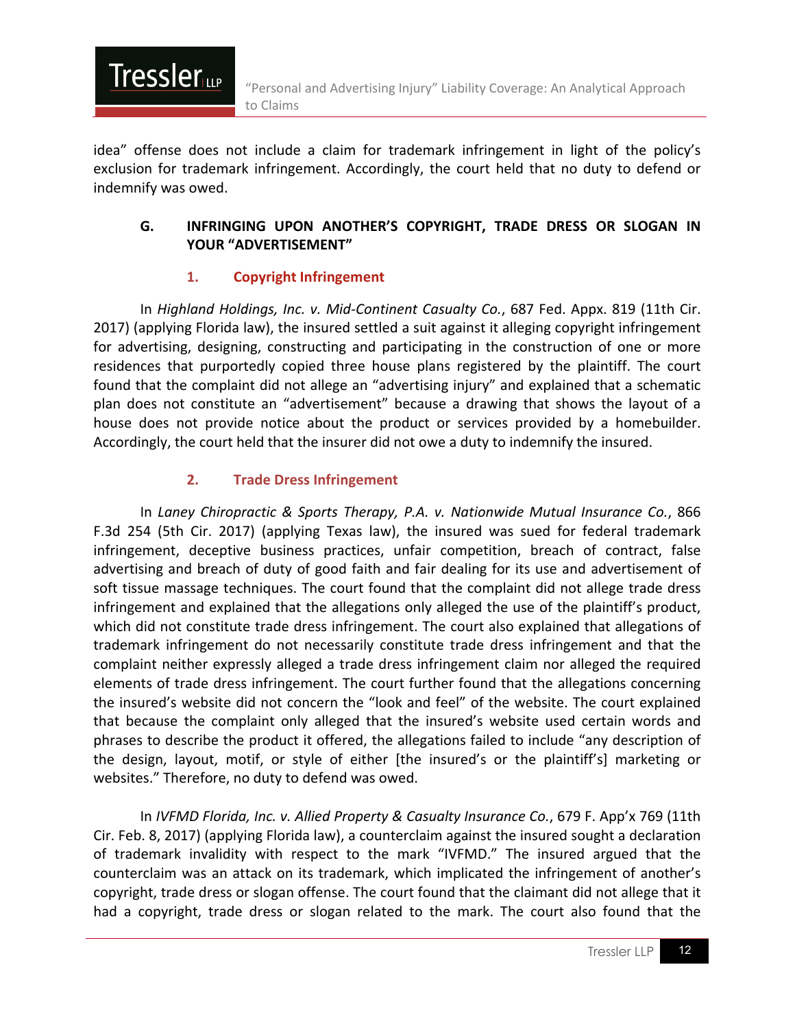idea" offense does not include a claim for trademark infringement in light of the policy's exclusion for trademark infringement. Accordingly, the court held that no duty to defend or indemnify was owed.

## G. INFRINGING UPON ANOTHER'S COPYRIGHT, TRADE DRESS OR SLOGAN IN YOUR "ADVERTISEMENT"

### 1. Copyright Infringement

In *Highland Holdings, Inc. v. Mid-Continent Casualty Co.*, 687 Fed. Appx. 819 (11th Cir. 2017) (applying Florida law), the insured settled a suit against it alleging copyright infringement for advertising, designing, constructing and participating in the construction of one or more residences that purportedly copied three house plans registered by the plaintiff. The court found that the complaint did not allege an "advertising injury" and explained that a schematic plan does not constitute an "advertisement" because a drawing that shows the layout of a house does not provide notice about the product or services provided by a homebuilder. Accordingly, the court held that the insurer did not owe a duty to indemnify the insured.

### 2. Trade Dress Infringement

In *Laney Chiropractic & Sports Therapy, P.A. v. Nationwide Mutual Insurance Co.*, 866 F.3d 254 (5th Cir. 2017) (applying Texas law), the insured was sued for federal trademark infringement, deceptive business practices, unfair competition, breach of contract, false advertising and breach of duty of good faith and fair dealing for its use and advertisement of soft tissue massage techniques. The court found that the complaint did not allege trade dress infringement and explained that the allegations only alleged the use of the plaintiff's product, which did not constitute trade dress infringement. The court also explained that allegations of trademark infringement do not necessarily constitute trade dress infringement and that the complaint neither expressly alleged a trade dress infringement claim nor alleged the required elements of trade dress infringement. The court further found that the allegations concerning the insured's website did not concern the "look and feel" of the website. The court explained that because the complaint only alleged that the insured's website used certain words and phrases to describe the product it offered, the allegations failed to include "any description of the design, layout, motif, or style of either [the insured's or the plaintiff's] marketing or websites." Therefore, no duty to defend was owed.

In *IVFMD Florida, Inc. v. Allied Property & Casualty Insurance Co.*, 679 F. App'x 769 (11th Cir. Feb. 8, 2017) (applying Florida law), a counterclaim against the insured sought a declaration of trademark invalidity with respect to the mark "IVFMD." The insured argued that the counterclaim was an attack on its trademark, which implicated the infringement of another's copyright, trade dress or slogan offense. The court found that the claimant did not allege that it had a copyright, trade dress or slogan related to the mark. The court also found that the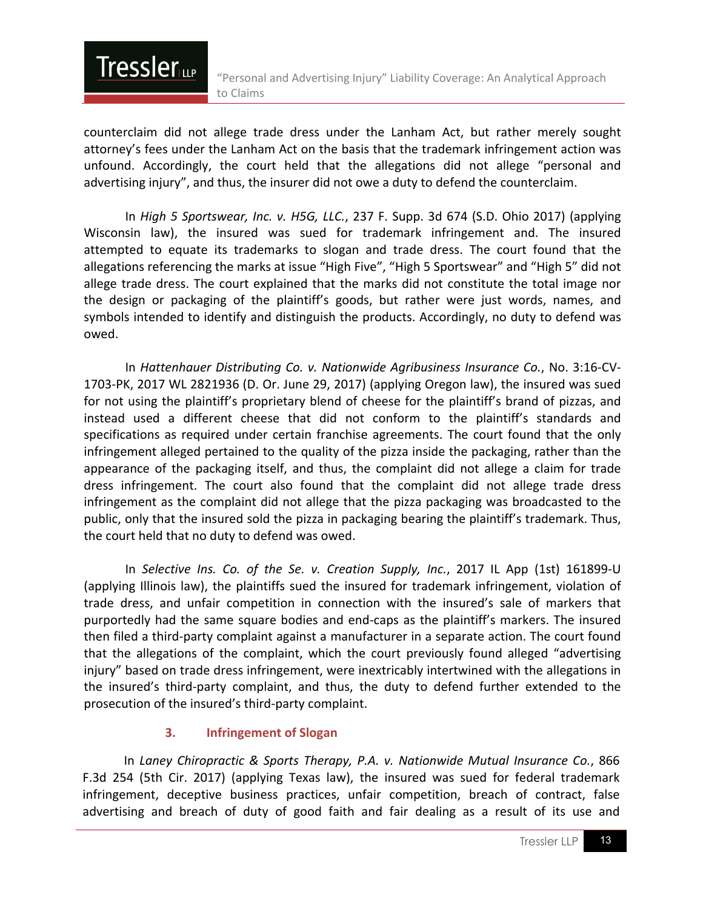counterclaim did not allege trade dress under the Lanham Act, but rather merely sought attorney's fees under the Lanham Act on the basis that the trademark infringement action was unfound. Accordingly, the court held that the allegations did not allege "personal and advertising injury", and thus, the insurer did not owe a duty to defend the counterclaim.

In *High 5 Sportswear, Inc. v. H5G, LLC.*, 237 F. Supp. 3d 674 (S.D. Ohio 2017) (applying Wisconsin law), the insured was sued for trademark infringement and. The insured attempted to equate its trademarks to slogan and trade dress. The court found that the allegations referencing the marks at issue "High Five", "High 5 Sportswear" and "High 5" did not allege trade dress. The court explained that the marks did not constitute the total image nor the design or packaging of the plaintiff's goods, but rather were just words, names, and symbols intended to identify and distinguish the products. Accordingly, no duty to defend was owed.

In *Hattenhauer Distributing Co. v. Nationwide Agribusiness Insurance Co.*, No. 3:16-CV-1703-PK, 2017 WL 2821936 (D. Or. June 29, 2017) (applying Oregon law), the insured was sued for not using the plaintiff's proprietary blend of cheese for the plaintiff's brand of pizzas, and instead used a different cheese that did not conform to the plaintiff's standards and specifications as required under certain franchise agreements. The court found that the only infringement alleged pertained to the quality of the pizza inside the packaging, rather than the appearance of the packaging itself, and thus, the complaint did not allege a claim for trade dress infringement. The court also found that the complaint did not allege trade dress infringement as the complaint did not allege that the pizza packaging was broadcasted to the public, only that the insured sold the pizza in packaging bearing the plaintiff's trademark. Thus, the court held that no duty to defend was owed.

In *Selective Ins. Co. of the Se. v. Creation Supply, Inc.*, 2017 IL App (1st) 161899-U (applying Illinois law), the plaintiffs sued the insured for trademark infringement, violation of trade dress, and unfair competition in connection with the insured's sale of markers that purportedly had the same square bodies and end-caps as the plaintiff's markers. The insured then filed a third-party complaint against a manufacturer in a separate action. The court found that the allegations of the complaint, which the court previously found alleged "advertising injury" based on trade dress infringement, were inextricably intertwined with the allegations in the insured's third-party complaint, and thus, the duty to defend further extended to the prosecution of the insured's third-party complaint.

### 3. Infringement of Slogan

In *Laney Chiropractic & Sports Therapy, P.A. v. Nationwide Mutual Insurance Co.*, 866 F.3d 254 (5th Cir. 2017) (applying Texas law), the insured was sued for federal trademark infringement, deceptive business practices, unfair competition, breach of contract, false advertising and breach of duty of good faith and fair dealing as a result of its use and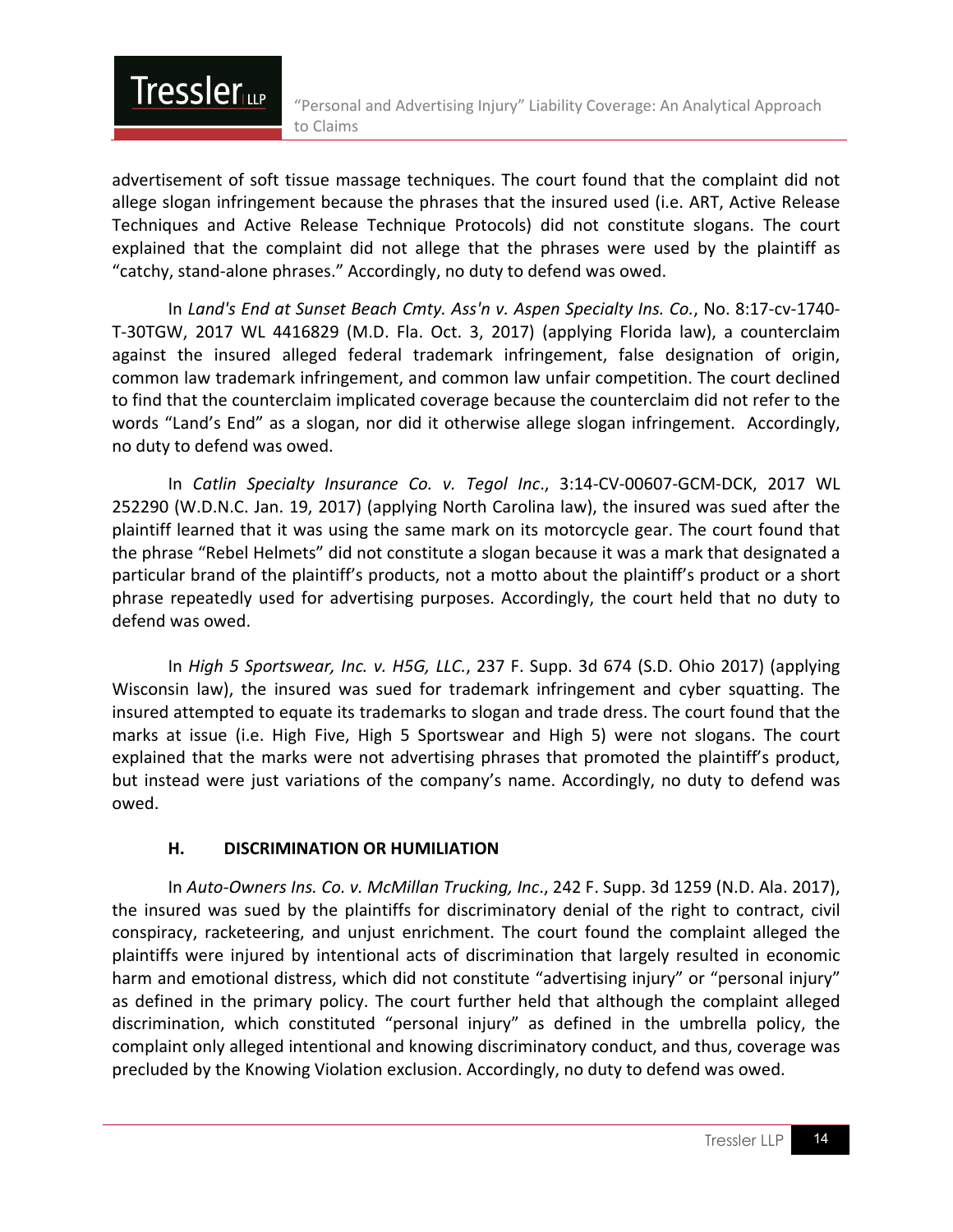advertisement of soft tissue massage techniques. The court found that the complaint did not allege slogan infringement because the phrases that the insured used (i.e. ART, Active Release Techniques and Active Release Technique Protocols) did not constitute slogans. The court explained that the complaint did not allege that the phrases were used by the plaintiff as "catchy, stand-alone phrases." Accordingly, no duty to defend was owed.

In *Land's End at Sunset Beach Cmty. Ass'n v. Aspen Specialty Ins. Co.*, No. 8:17-cv-1740-T-30TGW, 2017 WL 4416829 (M.D. Fla. Oct. 3, 2017) (applying Florida law), a counterclaim against the insured alleged federal trademark infringement, false designation of origin, common law trademark infringement, and common law unfair competition. The court declined to find that the counterclaim implicated coverage because the counterclaim did not refer to the words "Land's End" as a slogan, nor did it otherwise allege slogan infringement. Accordingly, no duty to defend was owed.

In *Catlin Specialty Insurance Co. v. Tegol Inc*., 3:14-CV-00607-GCM-DCK, 2017 WL 252290 (W.D.N.C. Jan. 19, 2017) (applying North Carolina law), the insured was sued after the plaintiff learned that it was using the same mark on its motorcycle gear. The court found that the phrase "Rebel Helmets" did not constitute a slogan because it was a mark that designated a particular brand of the plaintiff's products, not a motto about the plaintiff's product or a short phrase repeatedly used for advertising purposes. Accordingly, the court held that no duty to defend was owed.

In *High 5 Sportswear, Inc. v. H5G, LLC.*, 237 F. Supp. 3d 674 (S.D. Ohio 2017) (applying Wisconsin law), the insured was sued for trademark infringement and cyber squatting. The insured attempted to equate its trademarks to slogan and trade dress. The court found that the marks at issue (i.e. High Five, High 5 Sportswear and High 5) were not slogans. The court explained that the marks were not advertising phrases that promoted the plaintiff's product, but instead were just variations of the company's name. Accordingly, no duty to defend was owed.

### H. DISCRIMINATION OR HUMILIATION

In *Auto-Owners Ins. Co. v. McMillan Trucking, Inc*., 242 F. Supp. 3d 1259 (N.D. Ala. 2017), the insured was sued by the plaintiffs for discriminatory denial of the right to contract, civil conspiracy, racketeering, and unjust enrichment. The court found the complaint alleged the plaintiffs were injured by intentional acts of discrimination that largely resulted in economic harm and emotional distress, which did not constitute "advertising injury" or "personal injury" as defined in the primary policy. The court further held that although the complaint alleged discrimination, which constituted "personal injury" as defined in the umbrella policy, the complaint only alleged intentional and knowing discriminatory conduct, and thus, coverage was precluded by the Knowing Violation exclusion. Accordingly, no duty to defend was owed.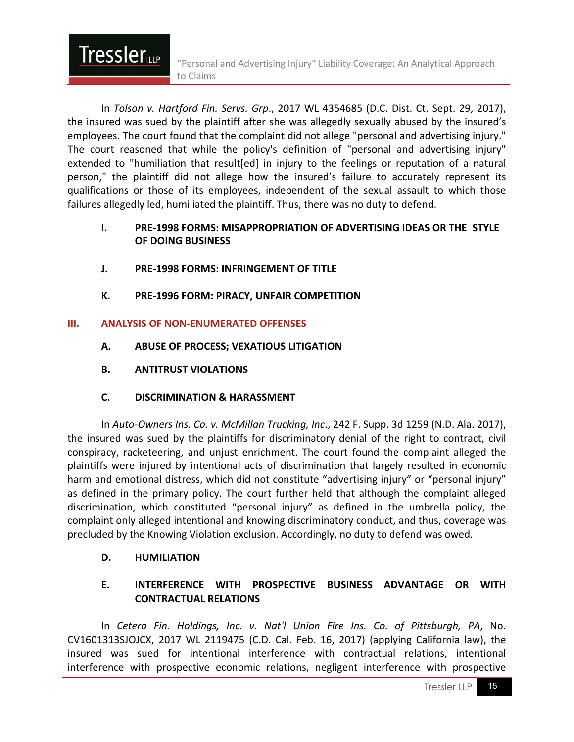In *Tolson v. Hartford Fin. Servs. Grp*., 2017 WL 4354685 (D.C. Dist. Ct. Sept. 29, 2017), the insured was sued by the plaintiff after she was allegedly sexually abused by the insured's employees. The court found that the complaint did not allege "personal and advertising injury." The court reasoned that while the policy's definition of "personal and advertising injury" extended to "humiliation that result[ed] in injury to the feelings or reputation of a natural person," the plaintiff did not allege how the insured's failure to accurately represent its qualifications or those of its employees, independent of the sexual assault to which those failures allegedly led, humiliated the plaintiff. Thus, there was no duty to defend.

### I. PRE-1998 FORMS: MISAPPROPRIATION OF ADVERTISING IDEAS OR THE STYLE OF DOING BUSINESS

### J. PRE-1998 FORMS: INFRINGEMENT OF TITLE

### K. PRE-1996 FORM: PIRACY, UNFAIR COMPETITION

## III. ANALYSIS OF NON-ENUMERATED OFFENSES

### A. ABUSE OF PROCESS; VEXATIOUS LITIGATION

### B. ANTITRUST VIOLATIONS

### C. DISCRIMINATION & HARASSMENT

In *Auto-Owners Ins. Co. v. McMillan Trucking, Inc*., 242 F. Supp. 3d 1259 (N.D. Ala. 2017), the insured was sued by the plaintiffs for discriminatory denial of the right to contract, civil conspiracy, racketeering, and unjust enrichment. The court found the complaint alleged the plaintiffs were injured by intentional acts of discrimination that largely resulted in economic harm and emotional distress, which did not constitute "advertising injury" or "personal injury" as defined in the primary policy. The court further held that although the complaint alleged discrimination, which constituted "personal injury" as defined in the umbrella policy, the complaint only alleged intentional and knowing discriminatory conduct, and thus, coverage was precluded by the Knowing Violation exclusion. Accordingly, no duty to defend was owed.

### D. HUMILIATION

### E. INTERFERENCE WITH PROSPECTIVE BUSINESS ADVANTAGE OR WITH CONTRACTUAL RELATIONS

In *Cetera Fin. Holdings, Inc. v. Nat'l Union Fire Ins. Co. of Pittsburgh, PA*, No. CV1601313SJOJCX, 2017 WL 2119475 (C.D. Cal. Feb. 16, 2017) (applying California law), the insured was sued for intentional interference with contractual relations, intentional interference with prospective economic relations, negligent interference with prospective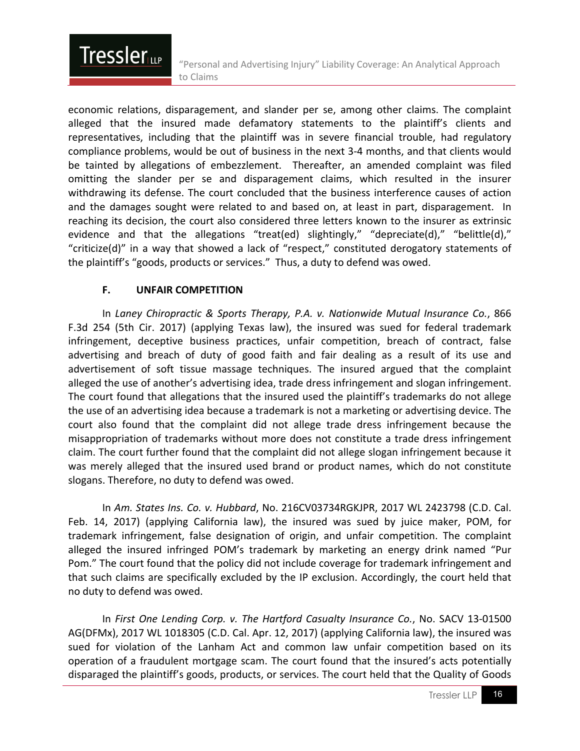economic relations, disparagement, and slander per se, among other claims. The complaint alleged that the insured made defamatory statements to the plaintiff's clients and representatives, including that the plaintiff was in severe financial trouble, had regulatory compliance problems, would be out of business in the next 3-4 months, and that clients would be tainted by allegations of embezzlement. Thereafter, an amended complaint was filed omitting the slander per se and disparagement claims, which resulted in the insurer withdrawing its defense. The court concluded that the business interference causes of action and the damages sought were related to and based on, at least in part, disparagement. In reaching its decision, the court also considered three letters known to the insurer as extrinsic evidence and that the allegations "treat(ed) slightingly," "depreciate(d)," "belittle(d)," "criticize(d)" in a way that showed a lack of "respect," constituted derogatory statements of the plaintiff's "goods, products or services." Thus, a duty to defend was owed.

### F. UNFAIR COMPETITION

In *Laney Chiropractic & Sports Therapy, P.A. v. Nationwide Mutual Insurance Co.*, 866 F.3d 254 (5th Cir. 2017) (applying Texas law), the insured was sued for federal trademark infringement, deceptive business practices, unfair competition, breach of contract, false advertising and breach of duty of good faith and fair dealing as a result of its use and advertisement of soft tissue massage techniques. The insured argued that the complaint alleged the use of another's advertising idea, trade dress infringement and slogan infringement. The court found that allegations that the insured used the plaintiff's trademarks do not allege the use of an advertising idea because a trademark is not a marketing or advertising device. The court also found that the complaint did not allege trade dress infringement because the misappropriation of trademarks without more does not constitute a trade dress infringement claim. The court further found that the complaint did not allege slogan infringement because it was merely alleged that the insured used brand or product names, which do not constitute slogans. Therefore, no duty to defend was owed.

In *Am. States Ins. Co. v. Hubbard*, No. 216CV03734RGKJPR, 2017 WL 2423798 (C.D. Cal. Feb. 14, 2017) (applying California law), the insured was sued by juice maker, POM, for trademark infringement, false designation of origin, and unfair competition. The complaint alleged the insured infringed POM's trademark by marketing an energy drink named "Pur Pom." The court found that the policy did not include coverage for trademark infringement and that such claims are specifically excluded by the IP exclusion. Accordingly, the court held that no duty to defend was owed.

In *First One Lending Corp. v. The Hartford Casualty Insurance Co.*, No. SACV 13-01500 AG(DFMx), 2017 WL 1018305 (C.D. Cal. Apr. 12, 2017) (applying California law), the insured was sued for violation of the Lanham Act and common law unfair competition based on its operation of a fraudulent mortgage scam. The court found that the insured's acts potentially disparaged the plaintiff's goods, products, or services. The court held that the Quality of Goods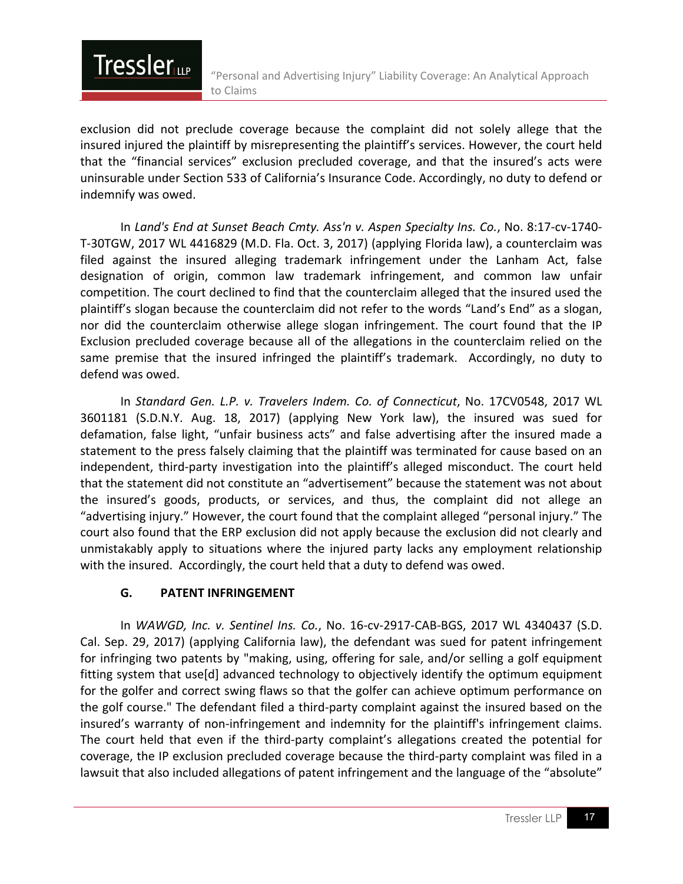exclusion did not preclude coverage because the complaint did not solely allege that the insured injured the plaintiff by misrepresenting the plaintiff's services. However, the court held that the "financial services" exclusion precluded coverage, and that the insured's acts were uninsurable under Section 533 of California's Insurance Code. Accordingly, no duty to defend or indemnify was owed.

In *Land's End at Sunset Beach Cmty. Ass'n v. Aspen Specialty Ins. Co.*, No. 8:17-cv-1740-T-30TGW, 2017 WL 4416829 (M.D. Fla. Oct. 3, 2017) (applying Florida law), a counterclaim was filed against the insured alleging trademark infringement under the Lanham Act, false designation of origin, common law trademark infringement, and common law unfair competition. The court declined to find that the counterclaim alleged that the insured used the plaintiff's slogan because the counterclaim did not refer to the words "Land's End" as a slogan, nor did the counterclaim otherwise allege slogan infringement. The court found that the IP Exclusion precluded coverage because all of the allegations in the counterclaim relied on the same premise that the insured infringed the plaintiff's trademark. Accordingly, no duty to defend was owed.

In *Standard Gen. L.P. v. Travelers Indem. Co. of Connecticut*, No. 17CV0548, 2017 WL 3601181 (S.D.N.Y. Aug. 18, 2017) (applying New York law), the insured was sued for defamation, false light, "unfair business acts" and false advertising after the insured made a statement to the press falsely claiming that the plaintiff was terminated for cause based on an independent, third-party investigation into the plaintiff's alleged misconduct. The court held that the statement did not constitute an "advertisement" because the statement was not about the insured's goods, products, or services, and thus, the complaint did not allege an "advertising injury." However, the court found that the complaint alleged "personal injury." The court also found that the ERP exclusion did not apply because the exclusion did not clearly and unmistakably apply to situations where the injured party lacks any employment relationship with the insured. Accordingly, the court held that a duty to defend was owed.

### G. PATENT INFRINGEMENT

In *WAWGD, Inc. v. Sentinel Ins. Co.*, No. 16-cv-2917-CAB-BGS, 2017 WL 4340437 (S.D. Cal. Sep. 29, 2017) (applying California law), the defendant was sued for patent infringement for infringing two patents by "making, using, offering for sale, and/or selling a golf equipment fitting system that use[d] advanced technology to objectively identify the optimum equipment for the golfer and correct swing flaws so that the golfer can achieve optimum performance on the golf course." The defendant filed a third-party complaint against the insured based on the insured's warranty of non-infringement and indemnity for the plaintiff's infringement claims. The court held that even if the third-party complaint's allegations created the potential for coverage, the IP exclusion precluded coverage because the third-party complaint was filed in a lawsuit that also included allegations of patent infringement and the language of the "absolute"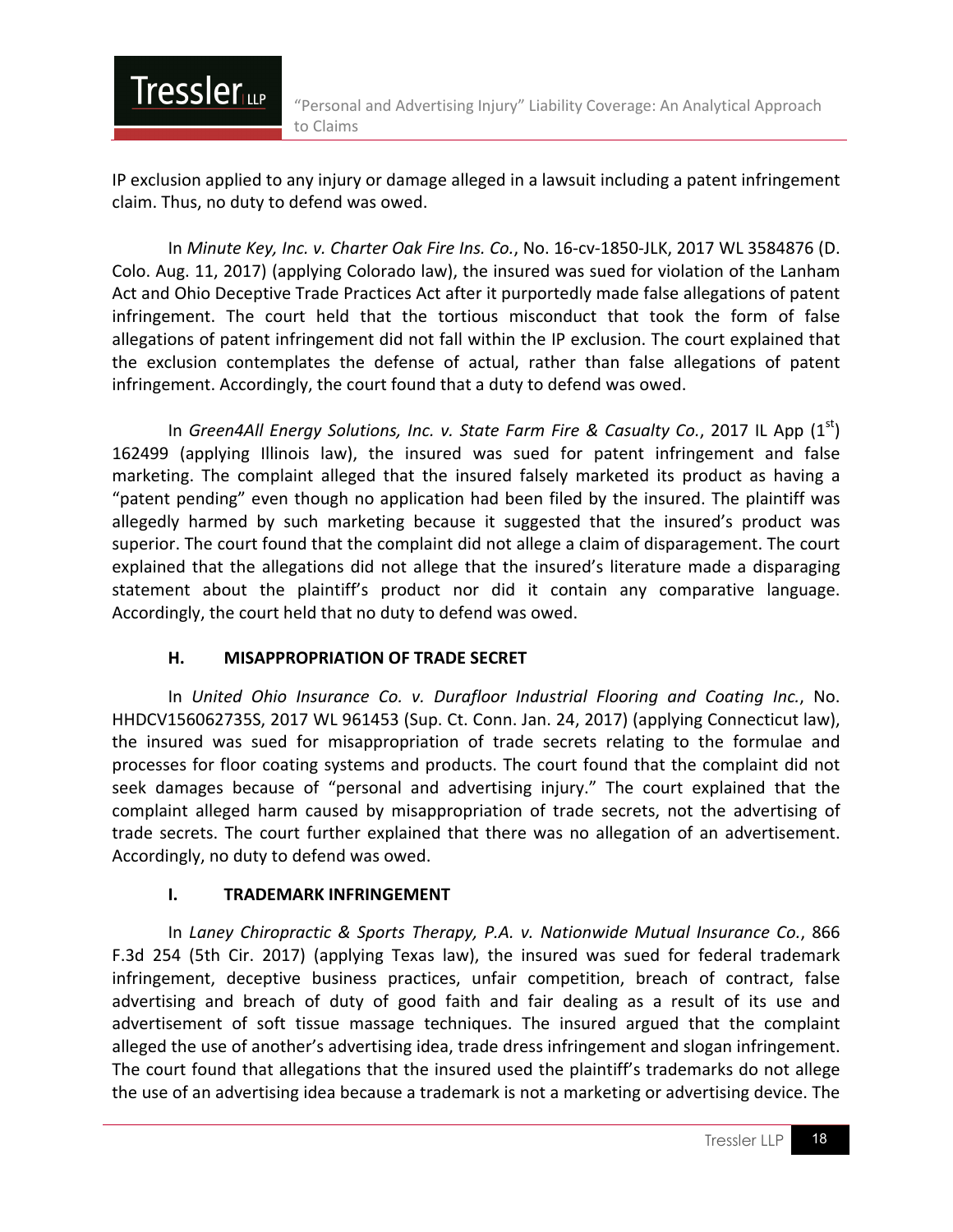IP exclusion applied to any injury or damage alleged in a lawsuit including a patent infringement claim. Thus, no duty to defend was owed.

In *Minute Key, Inc. v. Charter Oak Fire Ins. Co.*, No. 16-cv-1850-JLK, 2017 WL 3584876 (D. Colo. Aug. 11, 2017) (applying Colorado law), the insured was sued for violation of the Lanham Act and Ohio Deceptive Trade Practices Act after it purportedly made false allegations of patent infringement. The court held that the tortious misconduct that took the form of false allegations of patent infringement did not fall within the IP exclusion. The court explained that the exclusion contemplates the defense of actual, rather than false allegations of patent infringement. Accordingly, the court found that a duty to defend was owed.

In *Green4All Energy Solutions, Inc. v. State Farm Fire & Casualty Co.*, 2017 IL App (1st) 162499 (applying Illinois law), the insured was sued for patent infringement and false marketing. The complaint alleged that the insured falsely marketed its product as having a "patent pending" even though no application had been filed by the insured. The plaintiff was allegedly harmed by such marketing because it suggested that the insured's product was superior. The court found that the complaint did not allege a claim of disparagement. The court explained that the allegations did not allege that the insured's literature made a disparaging statement about the plaintiff's product nor did it contain any comparative language. Accordingly, the court held that no duty to defend was owed.

### H. MISAPPROPRIATION OF TRADE SECRET

In *United Ohio Insurance Co. v. Durafloor Industrial Flooring and Coating Inc.*, No. HHDCV156062735S, 2017 WL 961453 (Sup. Ct. Conn. Jan. 24, 2017) (applying Connecticut law), the insured was sued for misappropriation of trade secrets relating to the formulae and processes for floor coating systems and products. The court found that the complaint did not seek damages because of "personal and advertising injury." The court explained that the complaint alleged harm caused by misappropriation of trade secrets, not the advertising of trade secrets. The court further explained that there was no allegation of an advertisement. Accordingly, no duty to defend was owed.

### I. TRADEMARK INFRINGEMENT

In *Laney Chiropractic & Sports Therapy, P.A. v. Nationwide Mutual Insurance Co.*, 866 F.3d 254 (5th Cir. 2017) (applying Texas law), the insured was sued for federal trademark infringement, deceptive business practices, unfair competition, breach of contract, false advertising and breach of duty of good faith and fair dealing as a result of its use and advertisement of soft tissue massage techniques. The insured argued that the complaint alleged the use of another's advertising idea, trade dress infringement and slogan infringement. The court found that allegations that the insured used the plaintiff's trademarks do not allege the use of an advertising idea because a trademark is not a marketing or advertising device. The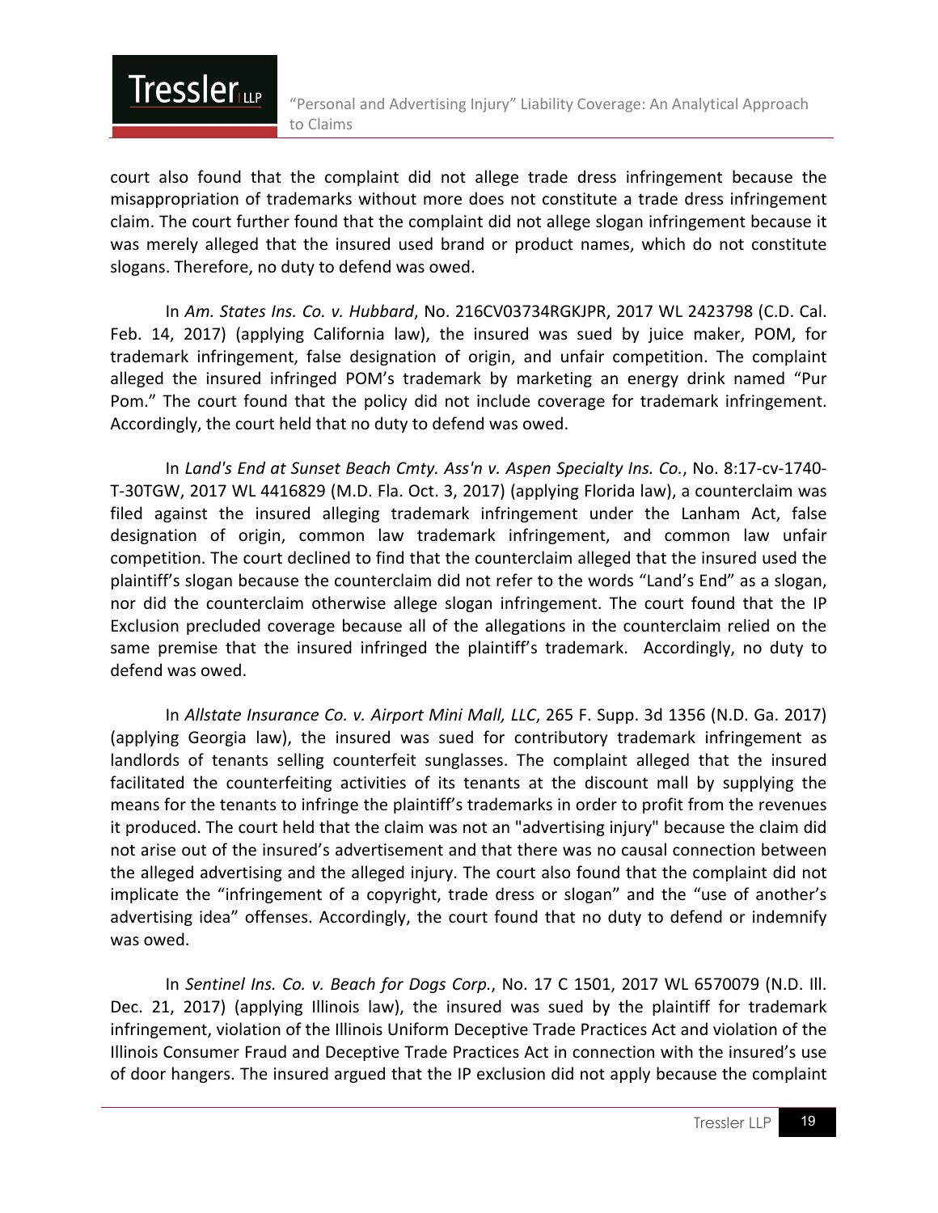court also found that the complaint did not allege trade dress infringement because the misappropriation of trademarks without more does not constitute a trade dress infringement claim. The court further found that the complaint did not allege slogan infringement because it was merely alleged that the insured used brand or product names, which do not constitute slogans. Therefore, no duty to defend was owed.

In *Am. States Ins. Co. v. Hubbard*, No. 216CV03734RGKJPR, 2017 WL 2423798 (C.D. Cal. Feb. 14, 2017) (applying California law), the insured was sued by juice maker, POM, for trademark infringement, false designation of origin, and unfair competition. The complaint alleged the insured infringed POM's trademark by marketing an energy drink named "Pur Pom." The court found that the policy did not include coverage for trademark infringement. Accordingly, the court held that no duty to defend was owed.

In *Land's End at Sunset Beach Cmty. Ass'n v. Aspen Specialty Ins. Co.*, No. 8:17-cv-1740-T-30TGW, 2017 WL 4416829 (M.D. Fla. Oct. 3, 2017) (applying Florida law), a counterclaim was filed against the insured alleging trademark infringement under the Lanham Act, false designation of origin, common law trademark infringement, and common law unfair competition. The court declined to find that the counterclaim alleged that the insured used the plaintiff's slogan because the counterclaim did not refer to the words "Land's End" as a slogan, nor did the counterclaim otherwise allege slogan infringement. The court found that the IP Exclusion precluded coverage because all of the allegations in the counterclaim relied on the same premise that the insured infringed the plaintiff's trademark. Accordingly, no duty to defend was owed.

In *Allstate Insurance Co. v. Airport Mini Mall, LLC*, 265 F. Supp. 3d 1356 (N.D. Ga. 2017) (applying Georgia law), the insured was sued for contributory trademark infringement as landlords of tenants selling counterfeit sunglasses. The complaint alleged that the insured facilitated the counterfeiting activities of its tenants at the discount mall by supplying the means for the tenants to infringe the plaintiff's trademarks in order to profit from the revenues it produced. The court held that the claim was not an "advertising injury" because the claim did not arise out of the insured's advertisement and that there was no causal connection between the alleged advertising and the alleged injury. The court also found that the complaint did not implicate the "infringement of a copyright, trade dress or slogan" and the "use of another's advertising idea" offenses. Accordingly, the court found that no duty to defend or indemnify was owed.

In *Sentinel Ins. Co. v. Beach for Dogs Corp.*, No. 17 C 1501, 2017 WL 6570079 (N.D. Ill. Dec. 21, 2017) (applying Illinois law), the insured was sued by the plaintiff for trademark infringement, violation of the Illinois Uniform Deceptive Trade Practices Act and violation of the Illinois Consumer Fraud and Deceptive Trade Practices Act in connection with the insured's use of door hangers. The insured argued that the IP exclusion did not apply because the complaint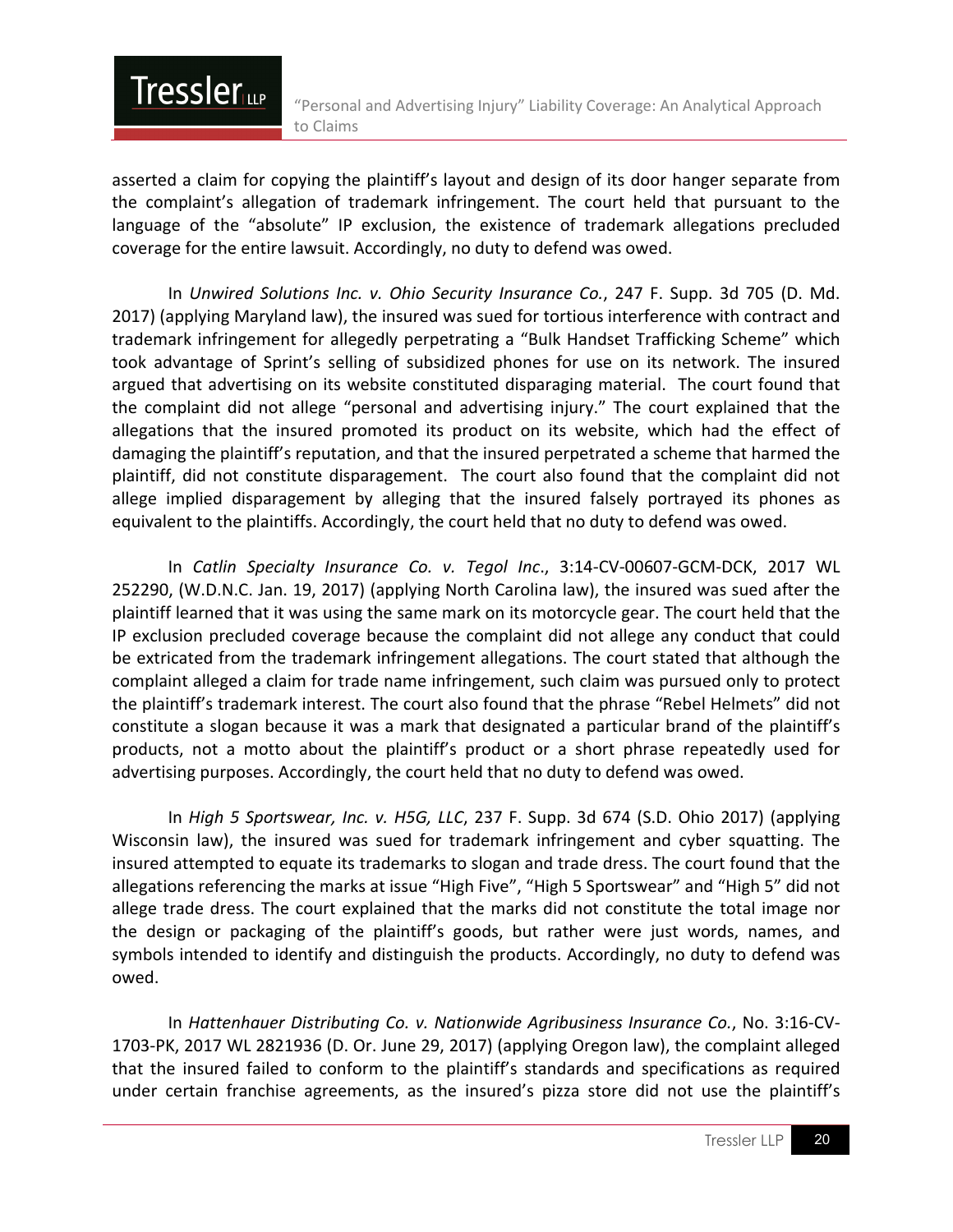asserted a claim for copying the plaintiff's layout and design of its door hanger separate from the complaint's allegation of trademark infringement. The court held that pursuant to the language of the "absolute" IP exclusion, the existence of trademark allegations precluded coverage for the entire lawsuit. Accordingly, no duty to defend was owed.

In *Unwired Solutions Inc. v. Ohio Security Insurance Co.*, 247 F. Supp. 3d 705 (D. Md. 2017) (applying Maryland law), the insured was sued for tortious interference with contract and trademark infringement for allegedly perpetrating a "Bulk Handset Trafficking Scheme" which took advantage of Sprint's selling of subsidized phones for use on its network. The insured argued that advertising on its website constituted disparaging material. The court found that the complaint did not allege "personal and advertising injury." The court explained that the allegations that the insured promoted its product on its website, which had the effect of damaging the plaintiff's reputation, and that the insured perpetrated a scheme that harmed the plaintiff, did not constitute disparagement. The court also found that the complaint did not allege implied disparagement by alleging that the insured falsely portrayed its phones as equivalent to the plaintiffs. Accordingly, the court held that no duty to defend was owed.

In *Catlin Specialty Insurance Co. v. Tegol Inc*., 3:14-CV-00607-GCM-DCK, 2017 WL 252290, (W.D.N.C. Jan. 19, 2017) (applying North Carolina law), the insured was sued after the plaintiff learned that it was using the same mark on its motorcycle gear. The court held that the IP exclusion precluded coverage because the complaint did not allege any conduct that could be extricated from the trademark infringement allegations. The court stated that although the complaint alleged a claim for trade name infringement, such claim was pursued only to protect the plaintiff's trademark interest. The court also found that the phrase "Rebel Helmets" did not constitute a slogan because it was a mark that designated a particular brand of the plaintiff's products, not a motto about the plaintiff's product or a short phrase repeatedly used for advertising purposes. Accordingly, the court held that no duty to defend was owed.

In *High 5 Sportswear, Inc. v. H5G, LLC*, 237 F. Supp. 3d 674 (S.D. Ohio 2017) (applying Wisconsin law), the insured was sued for trademark infringement and cyber squatting. The insured attempted to equate its trademarks to slogan and trade dress. The court found that the allegations referencing the marks at issue "High Five", "High 5 Sportswear" and "High 5" did not allege trade dress. The court explained that the marks did not constitute the total image nor the design or packaging of the plaintiff's goods, but rather were just words, names, and symbols intended to identify and distinguish the products. Accordingly, no duty to defend was owed.

In *Hattenhauer Distributing Co. v. Nationwide Agribusiness Insurance Co.*, No. 3:16-CV-1703-PK, 2017 WL 2821936 (D. Or. June 29, 2017) (applying Oregon law), the complaint alleged that the insured failed to conform to the plaintiff's standards and specifications as required under certain franchise agreements, as the insured's pizza store did not use the plaintiff's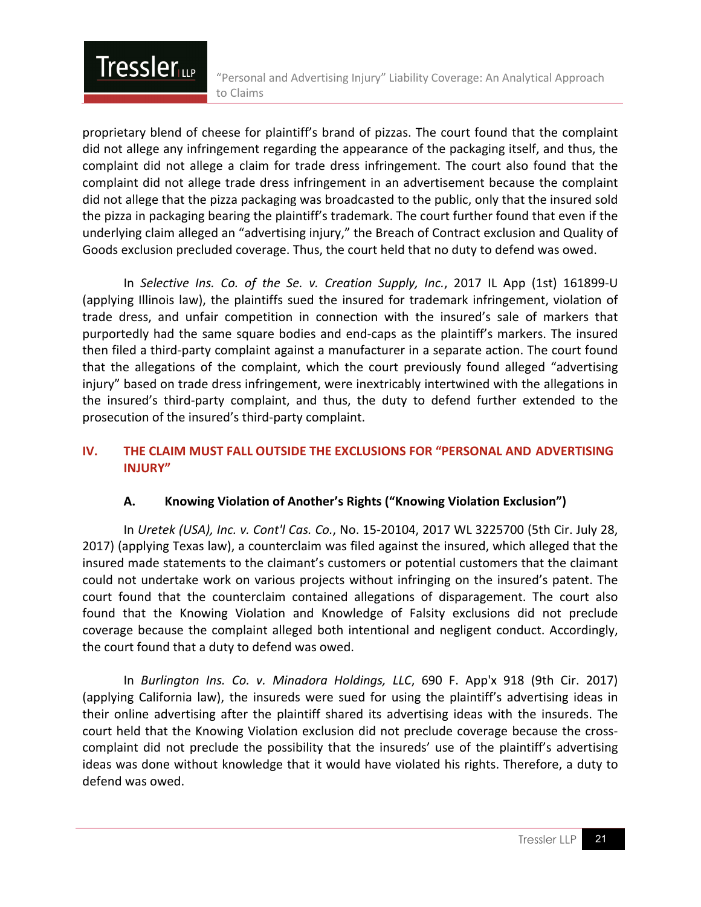proprietary blend of cheese for plaintiff's brand of pizzas. The court found that the complaint did not allege any infringement regarding the appearance of the packaging itself, and thus, the complaint did not allege a claim for trade dress infringement. The court also found that the complaint did not allege trade dress infringement in an advertisement because the complaint did not allege that the pizza packaging was broadcasted to the public, only that the insured sold the pizza in packaging bearing the plaintiff's trademark. The court further found that even if the underlying claim alleged an "advertising injury," the Breach of Contract exclusion and Quality of Goods exclusion precluded coverage. Thus, the court held that no duty to defend was owed.

In *Selective Ins. Co. of the Se. v. Creation Supply, Inc.*, 2017 IL App (1st) 161899-U (applying Illinois law), the plaintiffs sued the insured for trademark infringement, violation of trade dress, and unfair competition in connection with the insured's sale of markers that purportedly had the same square bodies and end-caps as the plaintiff's markers. The insured then filed a third-party complaint against a manufacturer in a separate action. The court found that the allegations of the complaint, which the court previously found alleged "advertising injury" based on trade dress infringement, were inextricably intertwined with the allegations in the insured's third-party complaint, and thus, the duty to defend further extended to the prosecution of the insured's third-party complaint.

## IV. THE CLAIM MUST FALL OUTSIDE THE EXCLUSIONS FOR "PERSONAL AND ADVERTISING INJURY"

### A. Knowing Violation of Another's Rights ("Knowing Violation Exclusion")

In *Uretek (USA), Inc. v. Cont'l Cas. Co.*, No. 15-20104, 2017 WL 3225700 (5th Cir. July 28, 2017) (applying Texas law), a counterclaim was filed against the insured, which alleged that the insured made statements to the claimant's customers or potential customers that the claimant could not undertake work on various projects without infringing on the insured's patent. The court found that the counterclaim contained allegations of disparagement. The court also found that the Knowing Violation and Knowledge of Falsity exclusions did not preclude coverage because the complaint alleged both intentional and negligent conduct. Accordingly, the court found that a duty to defend was owed.

In *Burlington Ins. Co. v. Minadora Holdings, LLC*, 690 F. App'x 918 (9th Cir. 2017) (applying California law), the insureds were sued for using the plaintiff's advertising ideas in their online advertising after the plaintiff shared its advertising ideas with the insureds. The court held that the Knowing Violation exclusion did not preclude coverage because the cross-complaint did not preclude the possibility that the insureds' use of the plaintiff's advertising ideas was done without knowledge that it would have violated his rights. Therefore, a duty to defend was owed.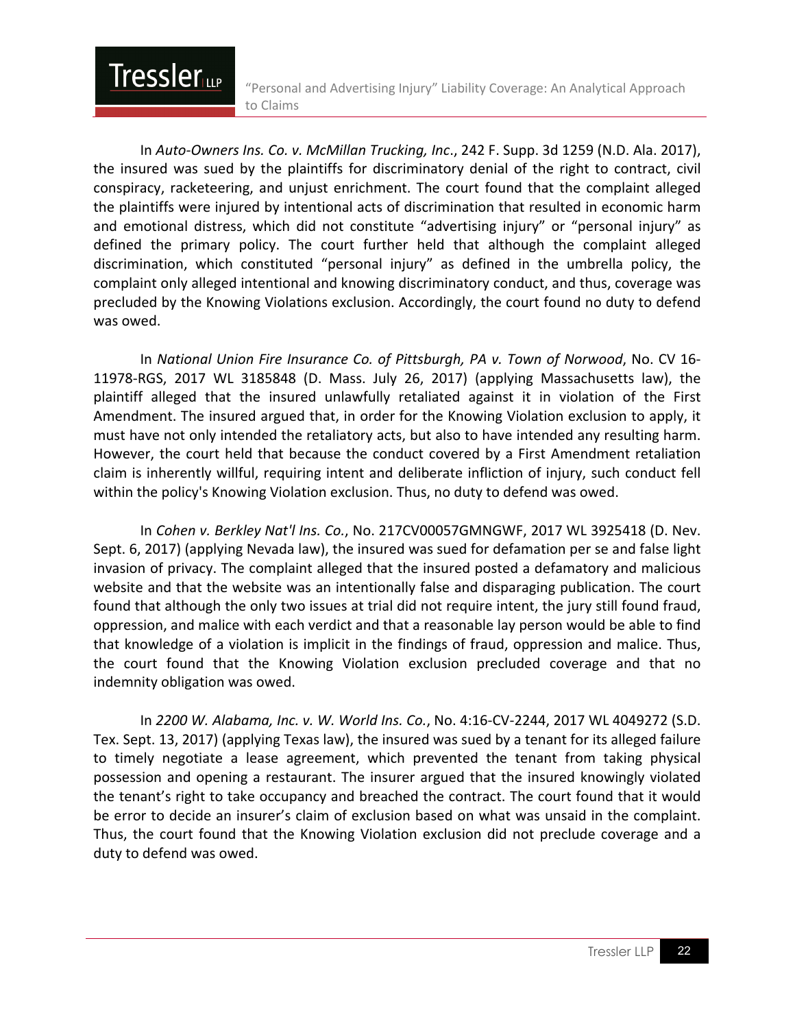In *Auto-Owners Ins. Co. v. McMillan Trucking, Inc*., 242 F. Supp. 3d 1259 (N.D. Ala. 2017), the insured was sued by the plaintiffs for discriminatory denial of the right to contract, civil conspiracy, racketeering, and unjust enrichment. The court found that the complaint alleged the plaintiffs were injured by intentional acts of discrimination that resulted in economic harm and emotional distress, which did not constitute "advertising injury" or "personal injury" as defined the primary policy. The court further held that although the complaint alleged discrimination, which constituted "personal injury" as defined in the umbrella policy, the complaint only alleged intentional and knowing discriminatory conduct, and thus, coverage was precluded by the Knowing Violations exclusion. Accordingly, the court found no duty to defend was owed.

In *National Union Fire Insurance Co. of Pittsburgh, PA v. Town of Norwood*, No. CV 16-11978-RGS, 2017 WL 3185848 (D. Mass. July 26, 2017) (applying Massachusetts law), the plaintiff alleged that the insured unlawfully retaliated against it in violation of the First Amendment. The insured argued that, in order for the Knowing Violation exclusion to apply, it must have not only intended the retaliatory acts, but also to have intended any resulting harm. However, the court held that because the conduct covered by a First Amendment retaliation claim is inherently willful, requiring intent and deliberate infliction of injury, such conduct fell within the policy's Knowing Violation exclusion. Thus, no duty to defend was owed.

In *Cohen v. Berkley Nat'l Ins. Co.*, No. 217CV00057GMNGWF, 2017 WL 3925418 (D. Nev. Sept. 6, 2017) (applying Nevada law), the insured was sued for defamation per se and false light invasion of privacy. The complaint alleged that the insured posted a defamatory and malicious website and that the website was an intentionally false and disparaging publication. The court found that although the only two issues at trial did not require intent, the jury still found fraud, oppression, and malice with each verdict and that a reasonable lay person would be able to find that knowledge of a violation is implicit in the findings of fraud, oppression and malice. Thus, the court found that the Knowing Violation exclusion precluded coverage and that no indemnity obligation was owed.

In *2200 W. Alabama, Inc. v. W. World Ins. Co.*, No. 4:16-CV-2244, 2017 WL 4049272 (S.D. Tex. Sept. 13, 2017) (applying Texas law), the insured was sued by a tenant for its alleged failure to timely negotiate a lease agreement, which prevented the tenant from taking physical possession and opening a restaurant. The insurer argued that the insured knowingly violated the tenant's right to take occupancy and breached the contract. The court found that it would be error to decide an insurer's claim of exclusion based on what was unsaid in the complaint. Thus, the court found that the Knowing Violation exclusion did not preclude coverage and a duty to defend was owed.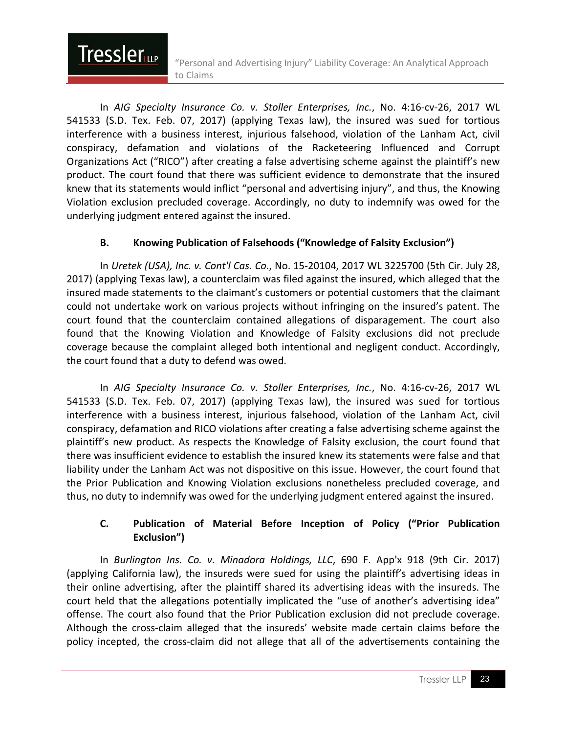In *AIG Specialty Insurance Co. v. Stoller Enterprises, Inc.*, No. 4:16-cv-26, 2017 WL 541533 (S.D. Tex. Feb. 07, 2017) (applying Texas law), the insured was sued for tortious interference with a business interest, injurious falsehood, violation of the Lanham Act, civil conspiracy, defamation and violations of the Racketeering Influenced and Corrupt Organizations Act ("RICO") after creating a false advertising scheme against the plaintiff's new product. The court found that there was sufficient evidence to demonstrate that the insured knew that its statements would inflict "personal and advertising injury", and thus, the Knowing Violation exclusion precluded coverage. Accordingly, no duty to indemnify was owed for the underlying judgment entered against the insured.

### B. Knowing Publication of Falsehoods ("Knowledge of Falsity Exclusion")

In *Uretek (USA), Inc. v. Cont'l Cas. Co.*, No. 15-20104, 2017 WL 3225700 (5th Cir. July 28, 2017) (applying Texas law), a counterclaim was filed against the insured, which alleged that the insured made statements to the claimant's customers or potential customers that the claimant could not undertake work on various projects without infringing on the insured's patent. The court found that the counterclaim contained allegations of disparagement. The court also found that the Knowing Violation and Knowledge of Falsity exclusions did not preclude coverage because the complaint alleged both intentional and negligent conduct. Accordingly, the court found that a duty to defend was owed.

In *AIG Specialty Insurance Co. v. Stoller Enterprises, Inc.*, No. 4:16-cv-26, 2017 WL 541533 (S.D. Tex. Feb. 07, 2017) (applying Texas law), the insured was sued for tortious interference with a business interest, injurious falsehood, violation of the Lanham Act, civil conspiracy, defamation and RICO violations after creating a false advertising scheme against the plaintiff's new product. As respects the Knowledge of Falsity exclusion, the court found that there was insufficient evidence to establish the insured knew its statements were false and that liability under the Lanham Act was not dispositive on this issue. However, the court found that the Prior Publication and Knowing Violation exclusions nonetheless precluded coverage, and thus, no duty to indemnify was owed for the underlying judgment entered against the insured.

### C. Publication of Material Before Inception of Policy ("Prior Publication Exclusion")

In *Burlington Ins. Co. v. Minadora Holdings, LLC*, 690 F. App'x 918 (9th Cir. 2017) (applying California law), the insureds were sued for using the plaintiff's advertising ideas in their online advertising, after the plaintiff shared its advertising ideas with the insureds. The court held that the allegations potentially implicated the "use of another's advertising idea" offense. The court also found that the Prior Publication exclusion did not preclude coverage. Although the cross-claim alleged that the insureds' website made certain claims before the policy incepted, the cross-claim did not allege that all of the advertisements containing the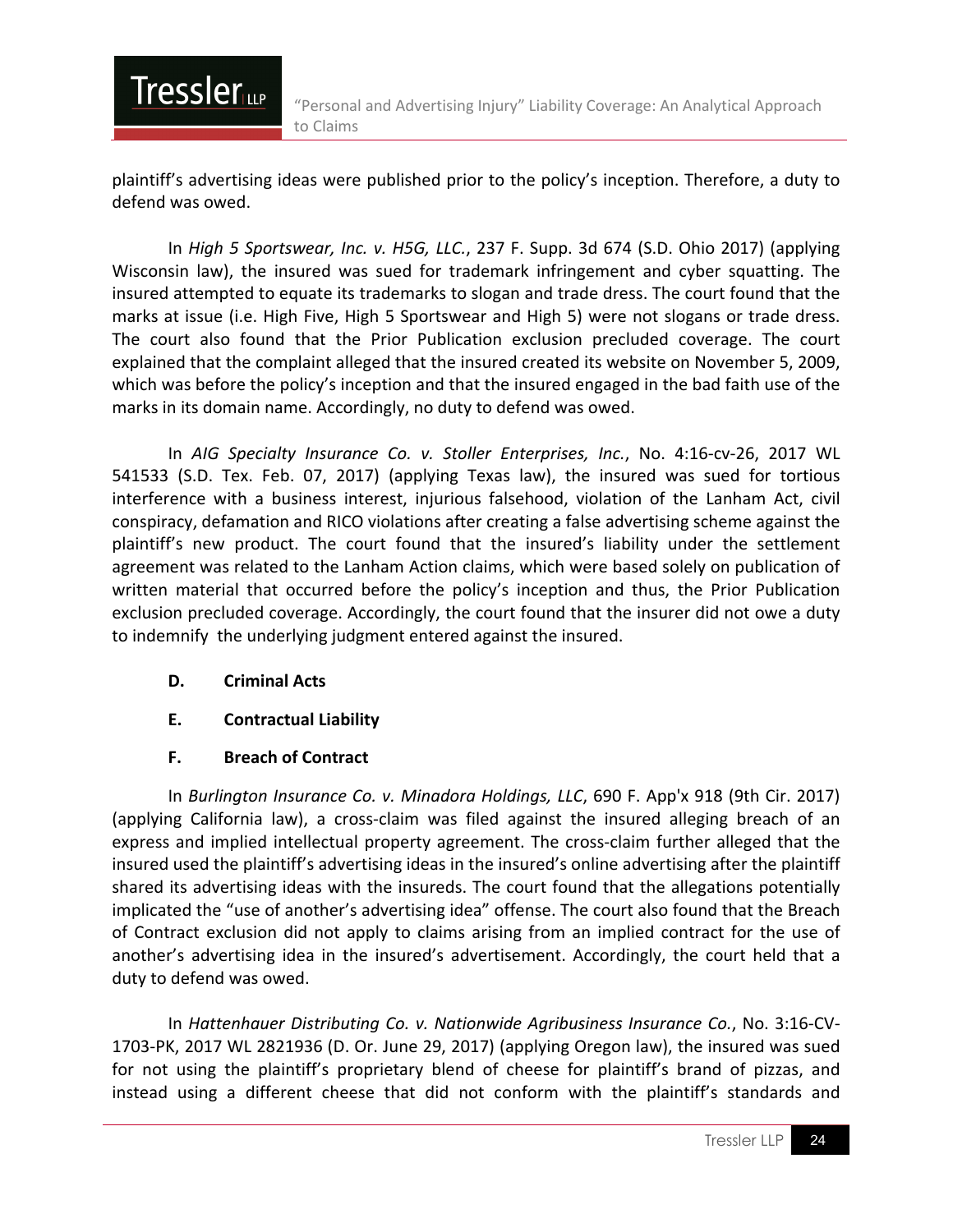plaintiff's advertising ideas were published prior to the policy's inception. Therefore, a duty to defend was owed.

In *High 5 Sportswear, Inc. v. H5G, LLC.*, 237 F. Supp. 3d 674 (S.D. Ohio 2017) (applying Wisconsin law), the insured was sued for trademark infringement and cyber squatting. The insured attempted to equate its trademarks to slogan and trade dress. The court found that the marks at issue (i.e. High Five, High 5 Sportswear and High 5) were not slogans or trade dress. The court also found that the Prior Publication exclusion precluded coverage. The court explained that the complaint alleged that the insured created its website on November 5, 2009, which was before the policy's inception and that the insured engaged in the bad faith use of the marks in its domain name. Accordingly, no duty to defend was owed.

In *AIG Specialty Insurance Co. v. Stoller Enterprises, Inc.*, No. 4:16-cv-26, 2017 WL 541533 (S.D. Tex. Feb. 07, 2017) (applying Texas law), the insured was sued for tortious interference with a business interest, injurious falsehood, violation of the Lanham Act, civil conspiracy, defamation and RICO violations after creating a false advertising scheme against the plaintiff's new product. The court found that the insured's liability under the settlement agreement was related to the Lanham Action claims, which were based solely on publication of written material that occurred before the policy's inception and thus, the Prior Publication exclusion precluded coverage. Accordingly, the court found that the insurer did not owe a duty to indemnify the underlying judgment entered against the insured.

### D. Criminal Acts

### E. Contractual Liability

### F. Breach of Contract

In *Burlington Insurance Co. v. Minadora Holdings, LLC*, 690 F. App'x 918 (9th Cir. 2017) (applying California law), a cross-claim was filed against the insured alleging breach of an express and implied intellectual property agreement. The cross-claim further alleged that the insured used the plaintiff's advertising ideas in the insured's online advertising after the plaintiff shared its advertising ideas with the insureds. The court found that the allegations potentially implicated the "use of another's advertising idea" offense. The court also found that the Breach of Contract exclusion did not apply to claims arising from an implied contract for the use of another's advertising idea in the insured's advertisement. Accordingly, the court held that a duty to defend was owed.

In *Hattenhauer Distributing Co. v. Nationwide Agribusiness Insurance Co.*, No. 3:16-CV-1703-PK, 2017 WL 2821936 (D. Or. June 29, 2017) (applying Oregon law), the insured was sued for not using the plaintiff's proprietary blend of cheese for plaintiff's brand of pizzas, and instead using a different cheese that did not conform with the plaintiff's standards and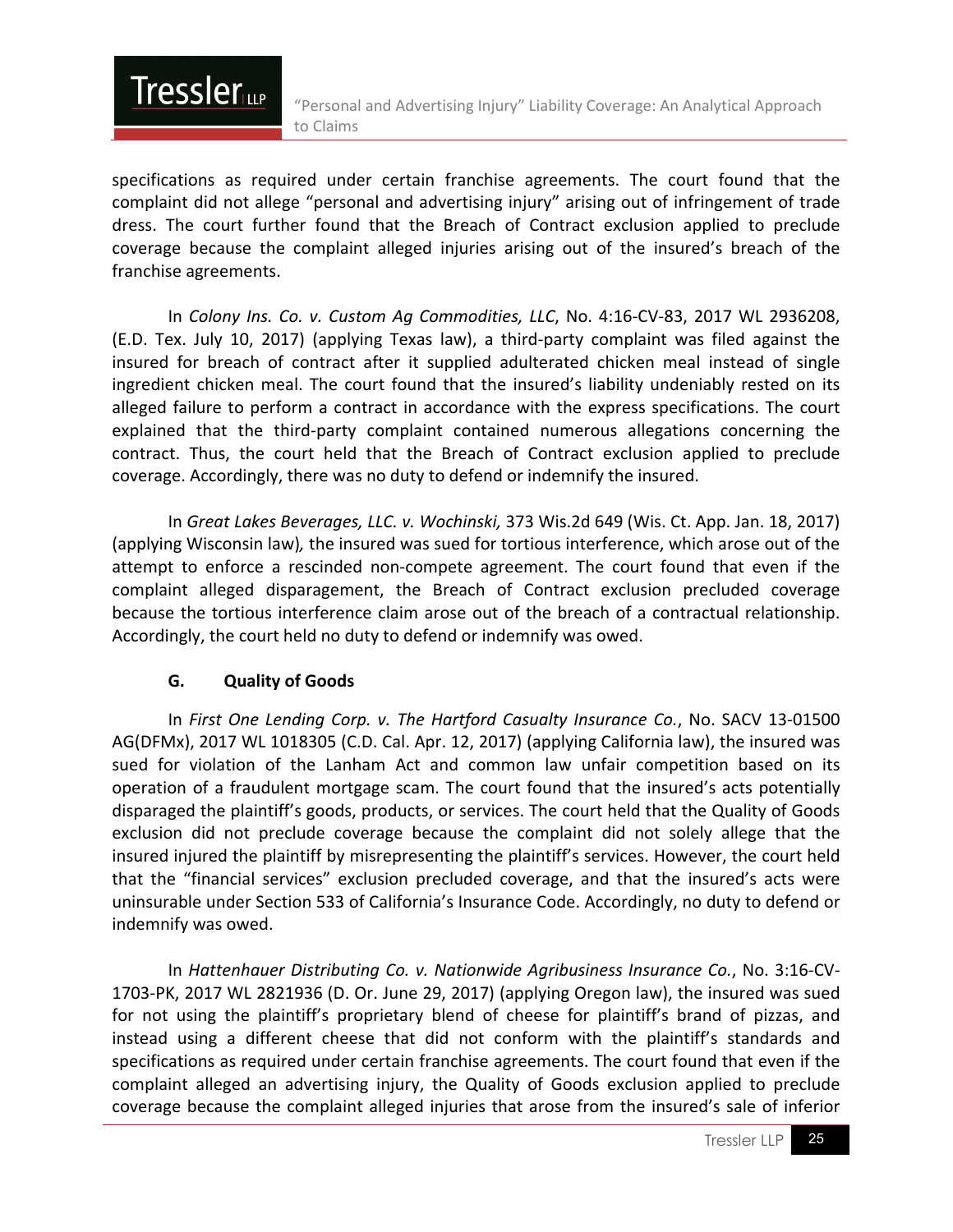specifications as required under certain franchise agreements. The court found that the complaint did not allege "personal and advertising injury" arising out of infringement of trade dress. The court further found that the Breach of Contract exclusion applied to preclude coverage because the complaint alleged injuries arising out of the insured's breach of the franchise agreements.

In *Colony Ins. Co. v. Custom Ag Commodities, LLC*, No. 4:16-CV-83, 2017 WL 2936208, (E.D. Tex. July 10, 2017) (applying Texas law), a third-party complaint was filed against the insured for breach of contract after it supplied adulterated chicken meal instead of single ingredient chicken meal. The court found that the insured's liability undeniably rested on its alleged failure to perform a contract in accordance with the express specifications. The court explained that the third-party complaint contained numerous allegations concerning the contract. Thus, the court held that the Breach of Contract exclusion applied to preclude coverage. Accordingly, there was no duty to defend or indemnify the insured.

In *Great Lakes Beverages, LLC. v. Wochinski,* 373 Wis.2d 649 (Wis. Ct. App. Jan. 18, 2017) (applying Wisconsin law)*,* the insured was sued for tortious interference, which arose out of the attempt to enforce a rescinded non-compete agreement. The court found that even if the complaint alleged disparagement, the Breach of Contract exclusion precluded coverage because the tortious interference claim arose out of the breach of a contractual relationship. Accordingly, the court held no duty to defend or indemnify was owed.

### G. Quality of Goods

In *First One Lending Corp. v. The Hartford Casualty Insurance Co.*, No. SACV 13-01500 AG(DFMx), 2017 WL 1018305 (C.D. Cal. Apr. 12, 2017) (applying California law), the insured was sued for violation of the Lanham Act and common law unfair competition based on its operation of a fraudulent mortgage scam. The court found that the insured's acts potentially disparaged the plaintiff's goods, products, or services. The court held that the Quality of Goods exclusion did not preclude coverage because the complaint did not solely allege that the insured injured the plaintiff by misrepresenting the plaintiff's services. However, the court held that the "financial services" exclusion precluded coverage, and that the insured's acts were uninsurable under Section 533 of California's Insurance Code. Accordingly, no duty to defend or indemnify was owed.

In *Hattenhauer Distributing Co. v. Nationwide Agribusiness Insurance Co.*, No. 3:16-CV-1703-PK, 2017 WL 2821936 (D. Or. June 29, 2017) (applying Oregon law), the insured was sued for not using the plaintiff's proprietary blend of cheese for plaintiff's brand of pizzas, and instead using a different cheese that did not conform with the plaintiff's standards and specifications as required under certain franchise agreements. The court found that even if the complaint alleged an advertising injury, the Quality of Goods exclusion applied to preclude coverage because the complaint alleged injuries that arose from the insured's sale of inferior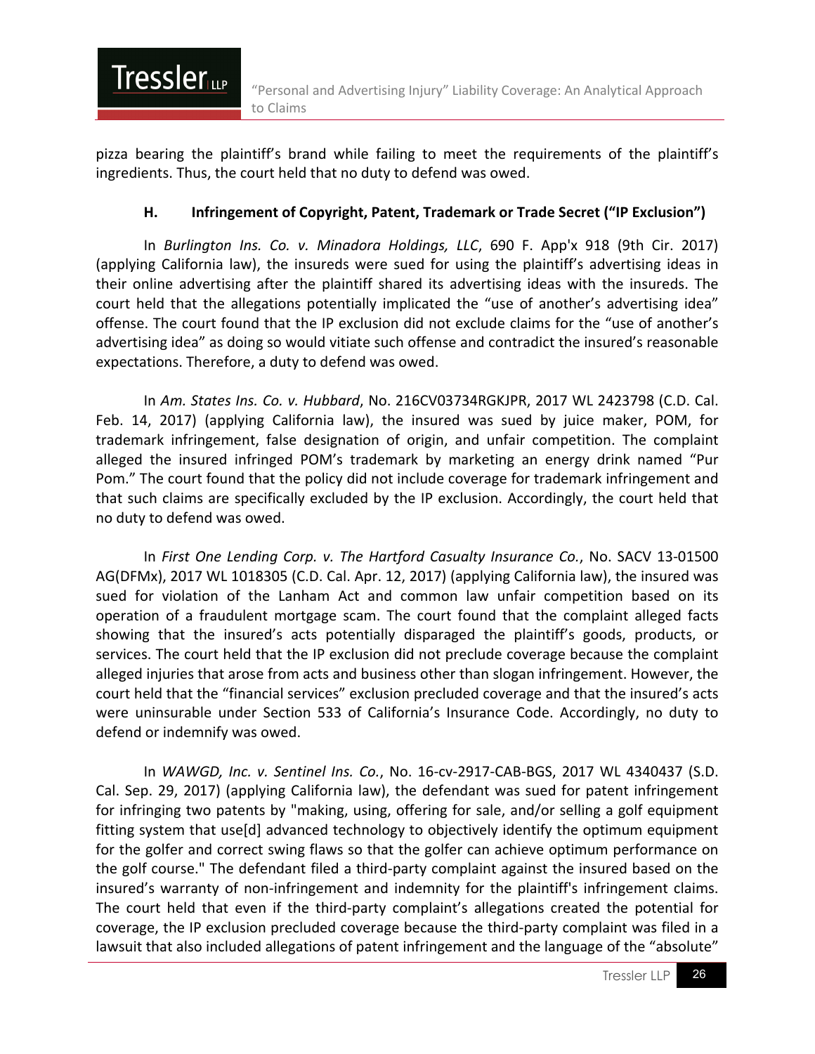pizza bearing the plaintiff's brand while failing to meet the requirements of the plaintiff's ingredients. Thus, the court held that no duty to defend was owed.

### H. Infringement of Copyright, Patent, Trademark or Trade Secret ("IP Exclusion")

In *Burlington Ins. Co. v. Minadora Holdings, LLC*, 690 F. App'x 918 (9th Cir. 2017) (applying California law), the insureds were sued for using the plaintiff's advertising ideas in their online advertising after the plaintiff shared its advertising ideas with the insureds. The court held that the allegations potentially implicated the "use of another's advertising idea" offense. The court found that the IP exclusion did not exclude claims for the "use of another's advertising idea" as doing so would vitiate such offense and contradict the insured's reasonable expectations. Therefore, a duty to defend was owed.

In *Am. States Ins. Co. v. Hubbard*, No. 216CV03734RGKJPR, 2017 WL 2423798 (C.D. Cal. Feb. 14, 2017) (applying California law), the insured was sued by juice maker, POM, for trademark infringement, false designation of origin, and unfair competition. The complaint alleged the insured infringed POM's trademark by marketing an energy drink named "Pur Pom." The court found that the policy did not include coverage for trademark infringement and that such claims are specifically excluded by the IP exclusion. Accordingly, the court held that no duty to defend was owed.

In *First One Lending Corp. v. The Hartford Casualty Insurance Co.*, No. SACV 13-01500 AG(DFMx), 2017 WL 1018305 (C.D. Cal. Apr. 12, 2017) (applying California law), the insured was sued for violation of the Lanham Act and common law unfair competition based on its operation of a fraudulent mortgage scam. The court found that the complaint alleged facts showing that the insured's acts potentially disparaged the plaintiff's goods, products, or services. The court held that the IP exclusion did not preclude coverage because the complaint alleged injuries that arose from acts and business other than slogan infringement. However, the court held that the "financial services" exclusion precluded coverage and that the insured's acts were uninsurable under Section 533 of California's Insurance Code. Accordingly, no duty to defend or indemnify was owed.

In *WAWGD, Inc. v. Sentinel Ins. Co.*, No. 16-cv-2917-CAB-BGS, 2017 WL 4340437 (S.D. Cal. Sep. 29, 2017) (applying California law), the defendant was sued for patent infringement for infringing two patents by "making, using, offering for sale, and/or selling a golf equipment fitting system that use[d] advanced technology to objectively identify the optimum equipment for the golfer and correct swing flaws so that the golfer can achieve optimum performance on the golf course." The defendant filed a third-party complaint against the insured based on the insured's warranty of non-infringement and indemnity for the plaintiff's infringement claims. The court held that even if the third-party complaint's allegations created the potential for coverage, the IP exclusion precluded coverage because the third-party complaint was filed in a lawsuit that also included allegations of patent infringement and the language of the "absolute"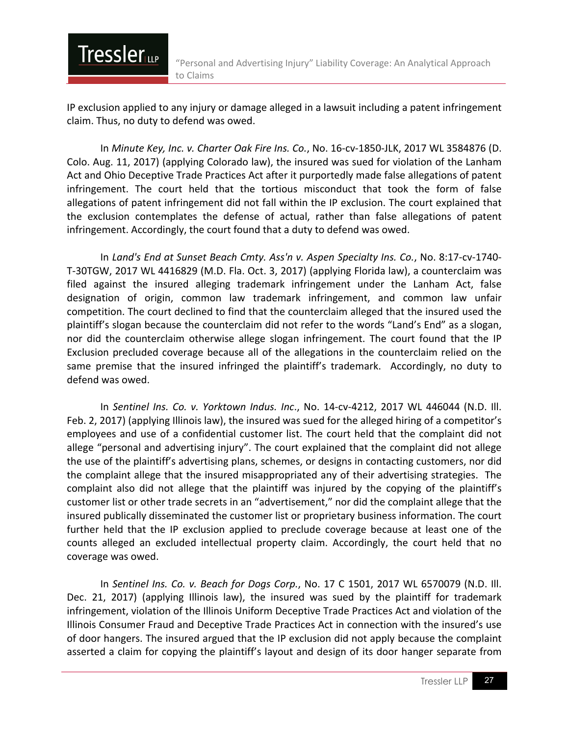IP exclusion applied to any injury or damage alleged in a lawsuit including a patent infringement claim. Thus, no duty to defend was owed.

In *Minute Key, Inc. v. Charter Oak Fire Ins. Co.*, No. 16-cv-1850-JLK, 2017 WL 3584876 (D. Colo. Aug. 11, 2017) (applying Colorado law), the insured was sued for violation of the Lanham Act and Ohio Deceptive Trade Practices Act after it purportedly made false allegations of patent infringement. The court held that the tortious misconduct that took the form of false allegations of patent infringement did not fall within the IP exclusion. The court explained that the exclusion contemplates the defense of actual, rather than false allegations of patent infringement. Accordingly, the court found that a duty to defend was owed.

In *Land's End at Sunset Beach Cmty. Ass'n v. Aspen Specialty Ins. Co.*, No. 8:17-cv-1740-T-30TGW, 2017 WL 4416829 (M.D. Fla. Oct. 3, 2017) (applying Florida law), a counterclaim was filed against the insured alleging trademark infringement under the Lanham Act, false designation of origin, common law trademark infringement, and common law unfair competition. The court declined to find that the counterclaim alleged that the insured used the plaintiff's slogan because the counterclaim did not refer to the words "Land's End" as a slogan, nor did the counterclaim otherwise allege slogan infringement. The court found that the IP Exclusion precluded coverage because all of the allegations in the counterclaim relied on the same premise that the insured infringed the plaintiff's trademark. Accordingly, no duty to defend was owed.

In *Sentinel Ins. Co. v. Yorktown Indus. Inc*., No. 14-cv-4212, 2017 WL 446044 (N.D. Ill. Feb. 2, 2017) (applying Illinois law), the insured was sued for the alleged hiring of a competitor's employees and use of a confidential customer list. The court held that the complaint did not allege "personal and advertising injury". The court explained that the complaint did not allege the use of the plaintiff's advertising plans, schemes, or designs in contacting customers, nor did the complaint allege that the insured misappropriated any of their advertising strategies. The complaint also did not allege that the plaintiff was injured by the copying of the plaintiff's customer list or other trade secrets in an "advertisement," nor did the complaint allege that the insured publically disseminated the customer list or proprietary business information. The court further held that the IP exclusion applied to preclude coverage because at least one of the counts alleged an excluded intellectual property claim. Accordingly, the court held that no coverage was owed.

In *Sentinel Ins. Co. v. Beach for Dogs Corp.*, No. 17 C 1501, 2017 WL 6570079 (N.D. Ill. Dec. 21, 2017) (applying Illinois law), the insured was sued by the plaintiff for trademark infringement, violation of the Illinois Uniform Deceptive Trade Practices Act and violation of the Illinois Consumer Fraud and Deceptive Trade Practices Act in connection with the insured's use of door hangers. The insured argued that the IP exclusion did not apply because the complaint asserted a claim for copying the plaintiff's layout and design of its door hanger separate from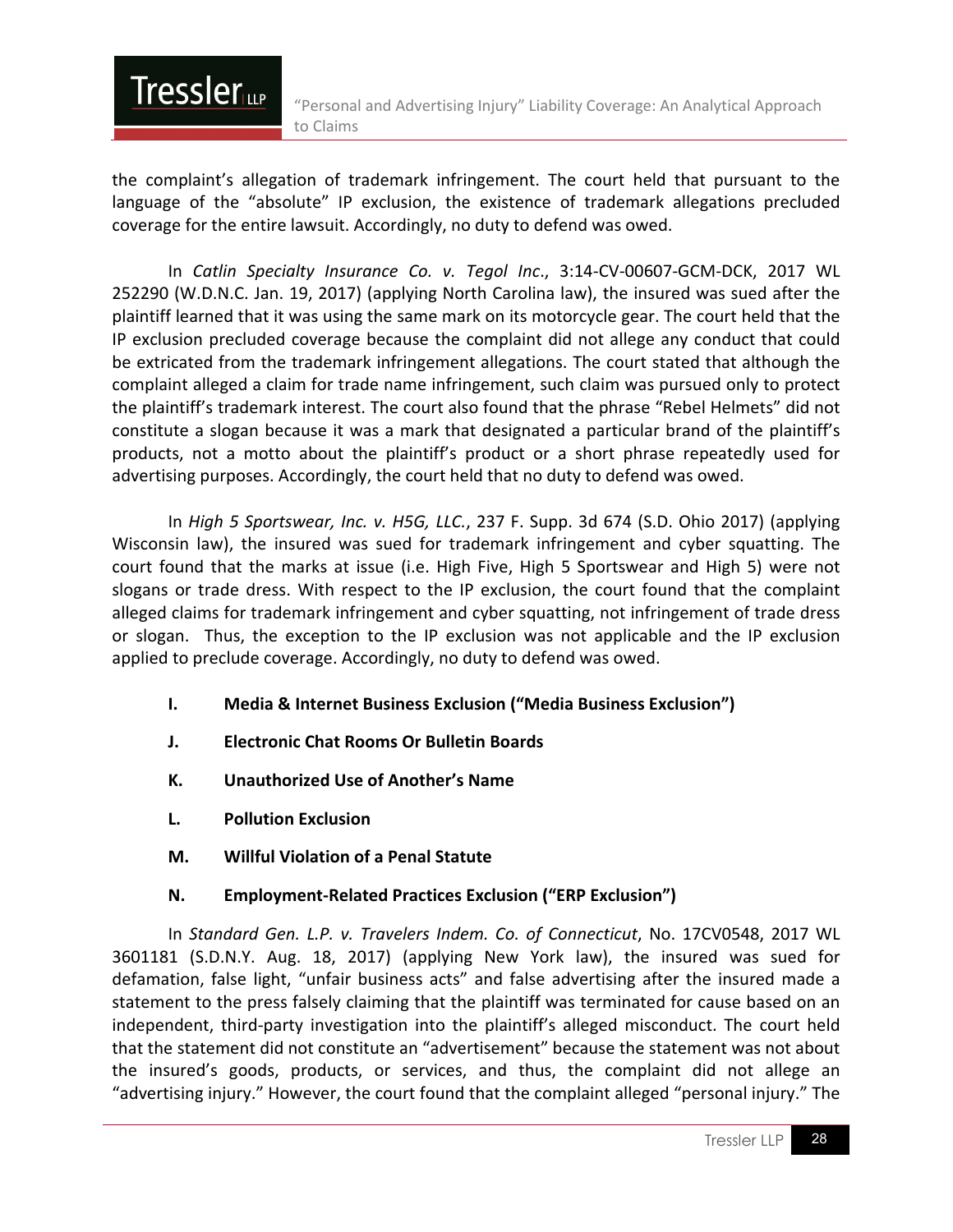the complaint's allegation of trademark infringement. The court held that pursuant to the language of the "absolute" IP exclusion, the existence of trademark allegations precluded coverage for the entire lawsuit. Accordingly, no duty to defend was owed.

In *Catlin Specialty Insurance Co. v. Tegol Inc*., 3:14-CV-00607-GCM-DCK, 2017 WL 252290 (W.D.N.C. Jan. 19, 2017) (applying North Carolina law), the insured was sued after the plaintiff learned that it was using the same mark on its motorcycle gear. The court held that the IP exclusion precluded coverage because the complaint did not allege any conduct that could be extricated from the trademark infringement allegations. The court stated that although the complaint alleged a claim for trade name infringement, such claim was pursued only to protect the plaintiff's trademark interest. The court also found that the phrase "Rebel Helmets" did not constitute a slogan because it was a mark that designated a particular brand of the plaintiff's products, not a motto about the plaintiff's product or a short phrase repeatedly used for advertising purposes. Accordingly, the court held that no duty to defend was owed.

In *High 5 Sportswear, Inc. v. H5G, LLC.*, 237 F. Supp. 3d 674 (S.D. Ohio 2017) (applying Wisconsin law), the insured was sued for trademark infringement and cyber squatting. The court found that the marks at issue (i.e. High Five, High 5 Sportswear and High 5) were not slogans or trade dress. With respect to the IP exclusion, the court found that the complaint alleged claims for trademark infringement and cyber squatting, not infringement of trade dress or slogan. Thus, the exception to the IP exclusion was not applicable and the IP exclusion applied to preclude coverage. Accordingly, no duty to defend was owed.

### I. Media & Internet Business Exclusion ("Media Business Exclusion")

### J. Electronic Chat Rooms Or Bulletin Boards

### K. Unauthorized Use of Another's Name

### L. Pollution Exclusion

### M. Willful Violation of a Penal Statute

### N. Employment-Related Practices Exclusion ("ERP Exclusion")

In *Standard Gen. L.P. v. Travelers Indem. Co. of Connecticut*, No. 17CV0548, 2017 WL 3601181 (S.D.N.Y. Aug. 18, 2017) (applying New York law), the insured was sued for defamation, false light, "unfair business acts" and false advertising after the insured made a statement to the press falsely claiming that the plaintiff was terminated for cause based on an independent, third-party investigation into the plaintiff's alleged misconduct. The court held that the statement did not constitute an "advertisement" because the statement was not about the insured's goods, products, or services, and thus, the complaint did not allege an "advertising injury." However, the court found that the complaint alleged "personal injury." The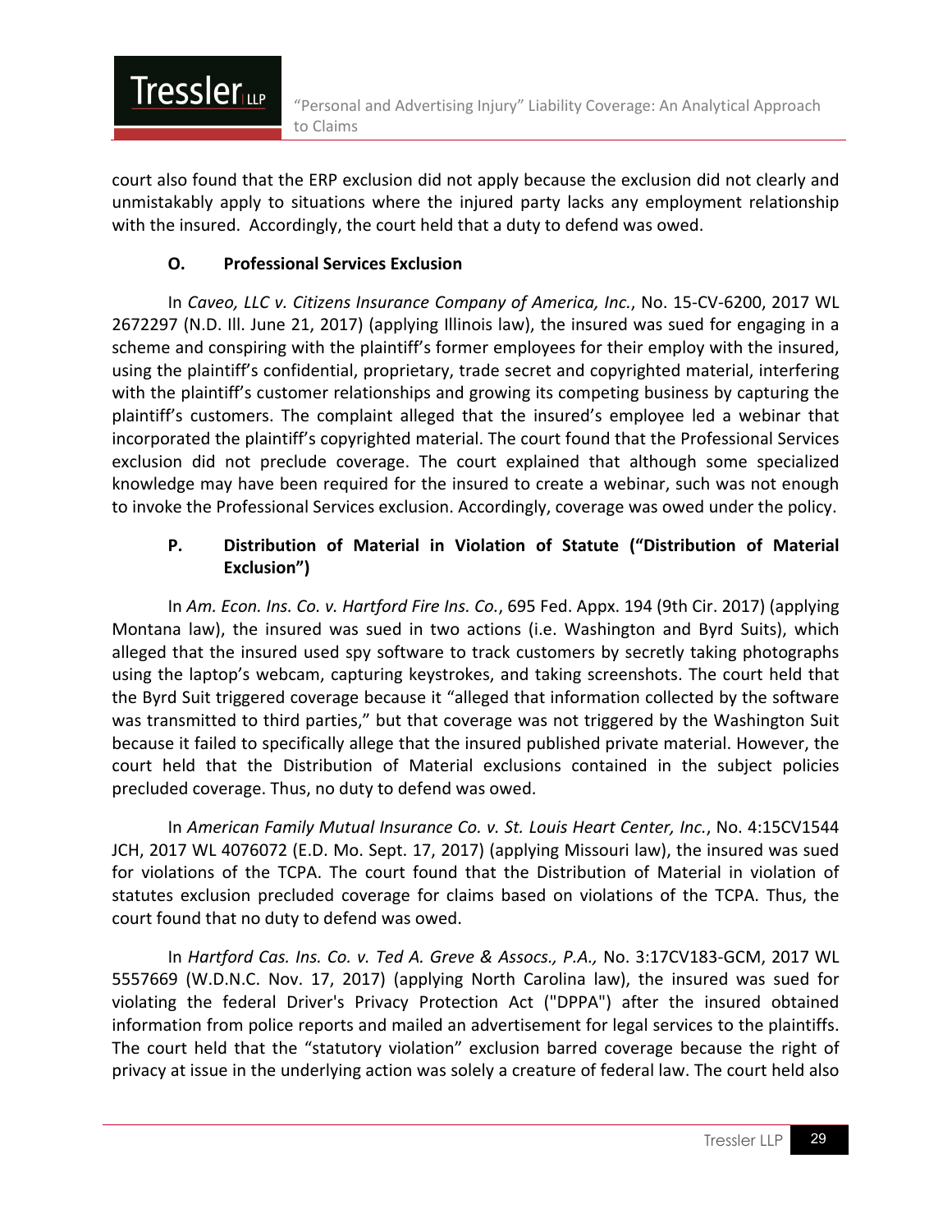court also found that the ERP exclusion did not apply because the exclusion did not clearly and unmistakably apply to situations where the injured party lacks any employment relationship with the insured. Accordingly, the court held that a duty to defend was owed.

### O. Professional Services Exclusion

In *Caveo, LLC v. Citizens Insurance Company of America, Inc.*, No. 15-CV-6200, 2017 WL 2672297 (N.D. Ill. June 21, 2017) (applying Illinois law), the insured was sued for engaging in a scheme and conspiring with the plaintiff's former employees for their employ with the insured, using the plaintiff's confidential, proprietary, trade secret and copyrighted material, interfering with the plaintiff's customer relationships and growing its competing business by capturing the plaintiff's customers. The complaint alleged that the insured's employee led a webinar that incorporated the plaintiff's copyrighted material. The court found that the Professional Services exclusion did not preclude coverage. The court explained that although some specialized knowledge may have been required for the insured to create a webinar, such was not enough to invoke the Professional Services exclusion. Accordingly, coverage was owed under the policy.

### P. Distribution of Material in Violation of Statute ("Distribution of Material Exclusion")

In *Am. Econ. Ins. Co. v. Hartford Fire Ins. Co.*, 695 Fed. Appx. 194 (9th Cir. 2017) (applying Montana law), the insured was sued in two actions (i.e. Washington and Byrd Suits), which alleged that the insured used spy software to track customers by secretly taking photographs using the laptop's webcam, capturing keystrokes, and taking screenshots. The court held that the Byrd Suit triggered coverage because it "alleged that information collected by the software was transmitted to third parties," but that coverage was not triggered by the Washington Suit because it failed to specifically allege that the insured published private material. However, the court held that the Distribution of Material exclusions contained in the subject policies precluded coverage. Thus, no duty to defend was owed.

In *American Family Mutual Insurance Co. v. St. Louis Heart Center, Inc.*, No. 4:15CV1544 JCH, 2017 WL 4076072 (E.D. Mo. Sept. 17, 2017) (applying Missouri law), the insured was sued for violations of the TCPA. The court found that the Distribution of Material in violation of statutes exclusion precluded coverage for claims based on violations of the TCPA. Thus, the court found that no duty to defend was owed.

In *Hartford Cas. Ins. Co. v. Ted A. Greve & Assocs., P.A.,* No. 3:17CV183-GCM, 2017 WL 5557669 (W.D.N.C. Nov. 17, 2017) (applying North Carolina law), the insured was sued for violating the federal Driver's Privacy Protection Act ("DPPA") after the insured obtained information from police reports and mailed an advertisement for legal services to the plaintiffs. The court held that the "statutory violation" exclusion barred coverage because the right of privacy at issue in the underlying action was solely a creature of federal law. The court held also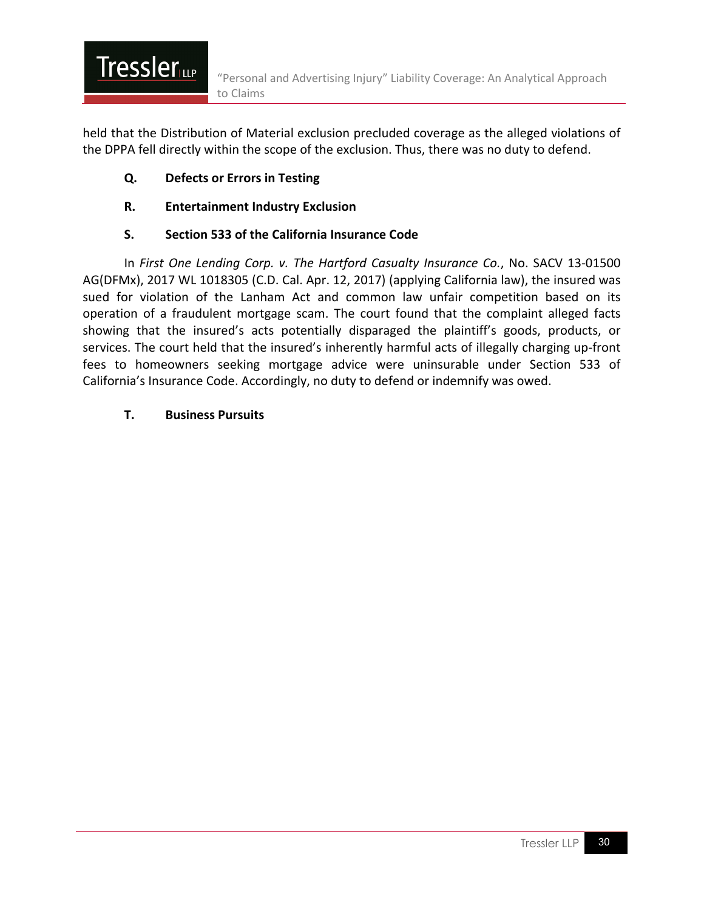held that the Distribution of Material exclusion precluded coverage as the alleged violations of the DPPA fell directly within the scope of the exclusion. Thus, there was no duty to defend.

### Q. Defects or Errors in Testing

### R. Entertainment Industry Exclusion

### S. Section 533 of the California Insurance Code

In *First One Lending Corp. v. The Hartford Casualty Insurance Co.*, No. SACV 13-01500 AG(DFMx), 2017 WL 1018305 (C.D. Cal. Apr. 12, 2017) (applying California law), the insured was sued for violation of the Lanham Act and common law unfair competition based on its operation of a fraudulent mortgage scam. The court found that the complaint alleged facts showing that the insured's acts potentially disparaged the plaintiff's goods, products, or services. The court held that the insured's inherently harmful acts of illegally charging up-front fees to homeowners seeking mortgage advice were uninsurable under Section 533 of California's Insurance Code. Accordingly, no duty to defend or indemnify was owed.

### T. Business Pursuits